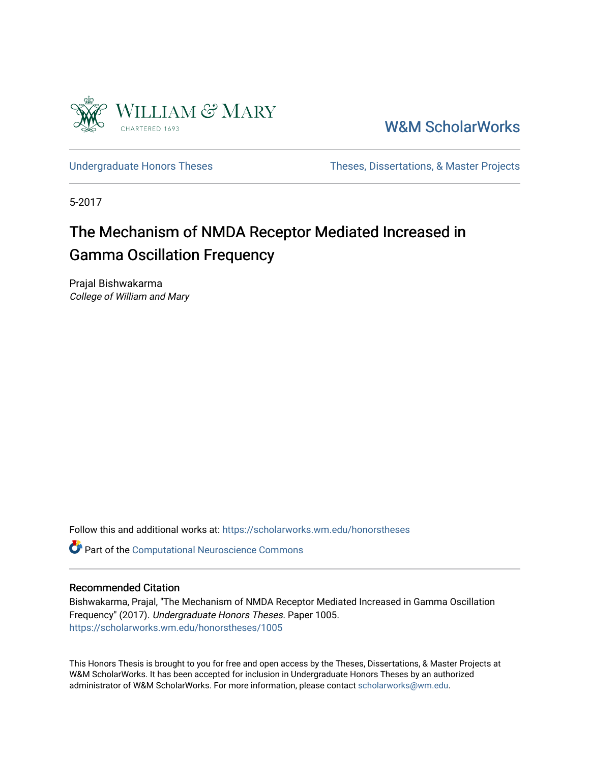William & Mary

CHARTERED 1693

W&M ScholarWorks

Undergraduate Honors Theses

Theses, Dissertations, & Master Projects

5-2017

# The Mechanism of NMDA Receptor Mediated Increased in Gamma Oscillation Frequency

Prajal Bishwakarma
*College of William and Mary*

Follow this and additional works at: https://scholarworks.wm.edu/honorstheses

Part of the Computational Neuroscience Commons

## Recommended Citation

Bishwakarma, Prajal, "The Mechanism of NMDA Receptor Mediated Increased in Gamma Oscillation Frequency" (2017). *Undergraduate Honors Theses.* Paper 1005.
https://scholarworks.wm.edu/honorstheses/1005

This Honors Thesis is brought to you for free and open access by the Theses, Dissertations, & Master Projects at W&M ScholarWorks. It has been accepted for inclusion in Undergraduate Honors Theses by an authorized administrator of W&M ScholarWorks. For more information, please contact scholarworks@wm.edu.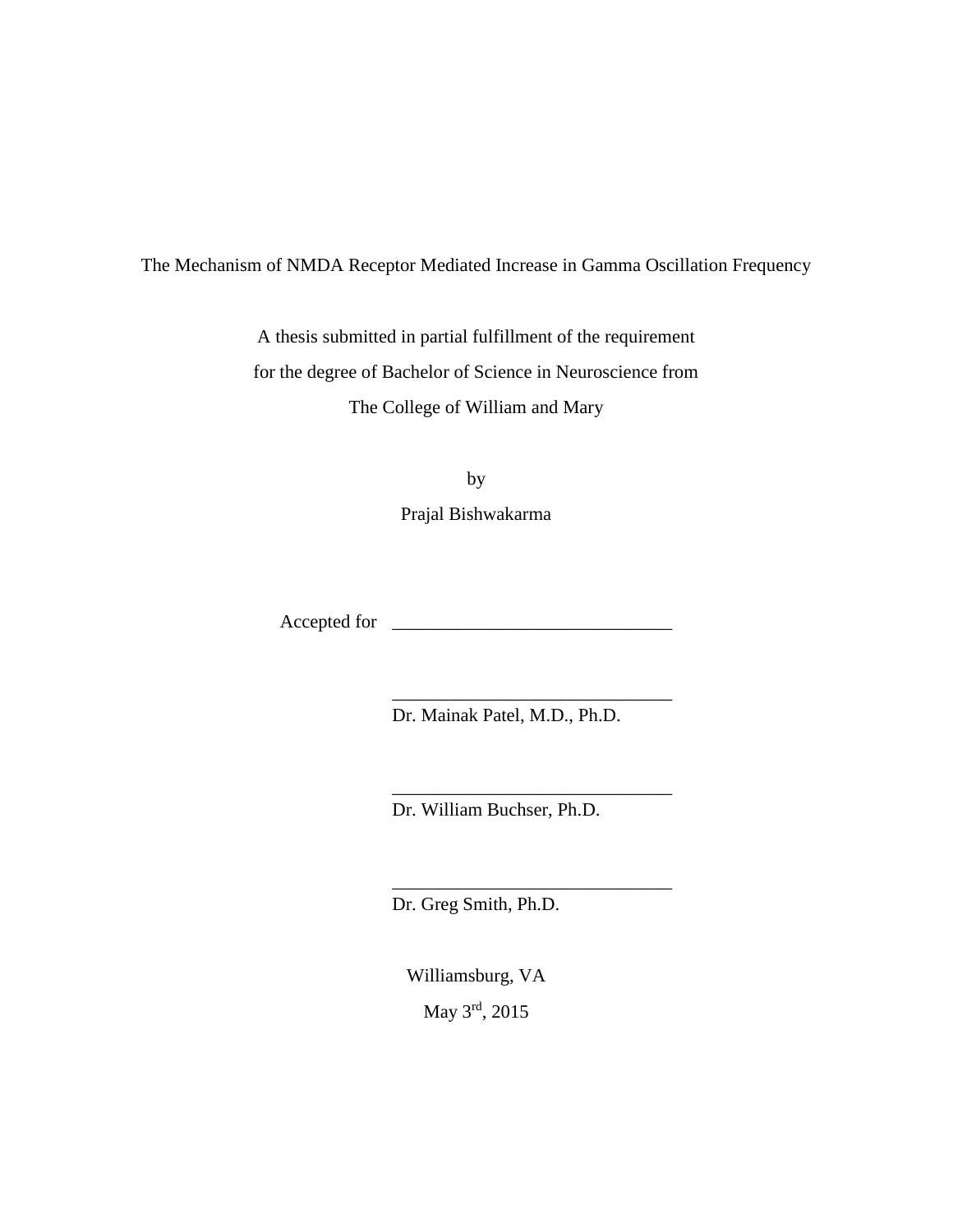The Mechanism of NMDA Receptor Mediated Increase in Gamma Oscillation Frequency

A thesis submitted in partial fulfillment of the requirement
for the degree of Bachelor of Science in Neuroscience from
The College of William and Mary

by
Prajal Bishwakarma

Accepted for ______________________________

______________________________
Dr. Mainak Patel, M.D., Ph.D.

______________________________
Dr. William Buchser, Ph.D.

______________________________
Dr. Greg Smith, Ph.D.

Williamsburg, VA
May 3rd, 2015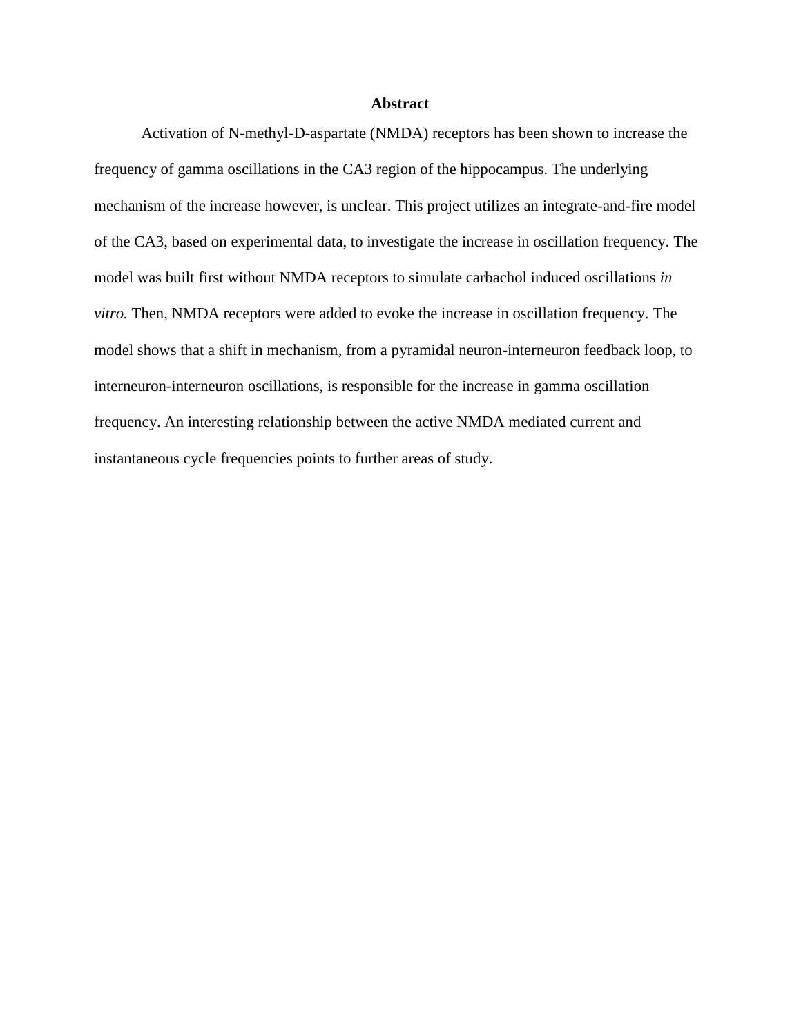## Abstract

Activation of N-methyl-D-aspartate (NMDA) receptors has been shown to increase the frequency of gamma oscillations in the CA3 region of the hippocampus. The underlying mechanism of the increase however, is unclear. This project utilizes an integrate-and-fire model of the CA3, based on experimental data, to investigate the increase in oscillation frequency. The model was built first without NMDA receptors to simulate carbachol induced oscillations *in vitro.* Then, NMDA receptors were added to evoke the increase in oscillation frequency. The model shows that a shift in mechanism, from a pyramidal neuron-interneuron feedback loop, to interneuron-interneuron oscillations, is responsible for the increase in gamma oscillation frequency. An interesting relationship between the active NMDA mediated current and instantaneous cycle frequencies points to further areas of study.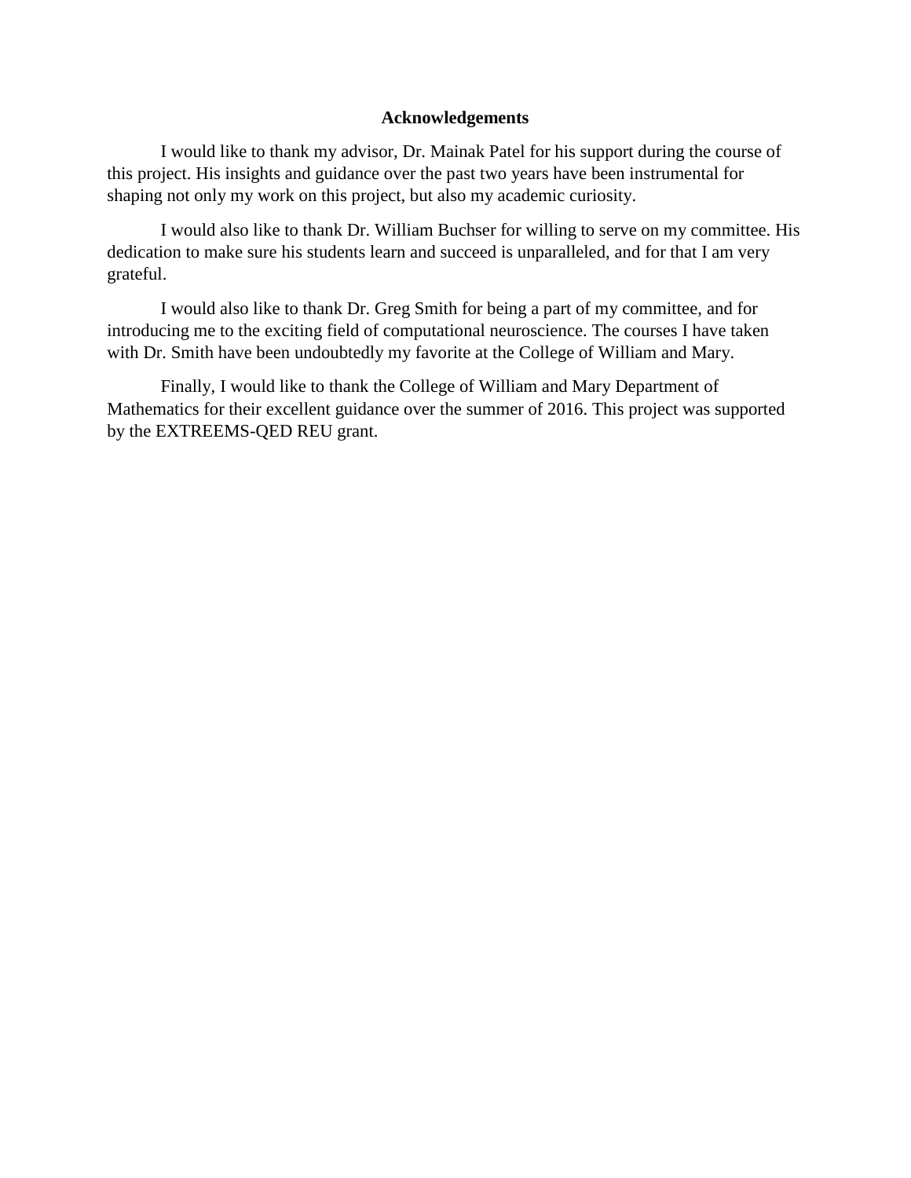## Acknowledgements

I would like to thank my advisor, Dr. Mainak Patel for his support during the course of this project. His insights and guidance over the past two years have been instrumental for shaping not only my work on this project, but also my academic curiosity.

I would also like to thank Dr. William Buchser for willing to serve on my committee. His dedication to make sure his students learn and succeed is unparalleled, and for that I am very grateful.

I would also like to thank Dr. Greg Smith for being a part of my committee, and for introducing me to the exciting field of computational neuroscience. The courses I have taken with Dr. Smith have been undoubtedly my favorite at the College of William and Mary.

Finally, I would like to thank the College of William and Mary Department of Mathematics for their excellent guidance over the summer of 2016. This project was supported by the EXTREEMS-QED REU grant.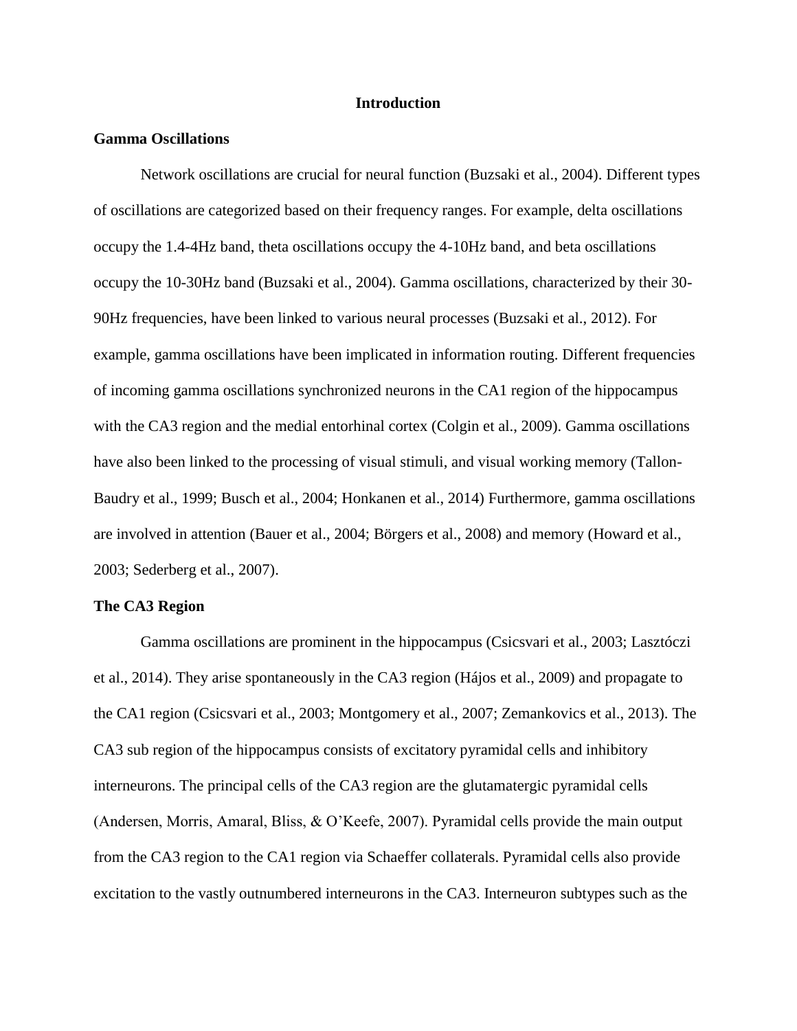## Introduction

### Gamma Oscillations

Network oscillations are crucial for neural function (Buzsaki et al., 2004). Different types of oscillations are categorized based on their frequency ranges. For example, delta oscillations occupy the 1.4-4Hz band, theta oscillations occupy the 4-10Hz band, and beta oscillations occupy the 10-30Hz band (Buzsaki et al., 2004). Gamma oscillations, characterized by their 30-90Hz frequencies, have been linked to various neural processes (Buzsaki et al., 2012). For example, gamma oscillations have been implicated in information routing. Different frequencies of incoming gamma oscillations synchronized neurons in the CA1 region of the hippocampus with the CA3 region and the medial entorhinal cortex (Colgin et al., 2009). Gamma oscillations have also been linked to the processing of visual stimuli, and visual working memory (Tallon-Baudry et al., 1999; Busch et al., 2004; Honkanen et al., 2014) Furthermore, gamma oscillations are involved in attention (Bauer et al., 2004; Börgers et al., 2008) and memory (Howard et al., 2003; Sederberg et al., 2007).

### The CA3 Region

Gamma oscillations are prominent in the hippocampus (Csicsvari et al., 2003; Lasztóczi et al., 2014). They arise spontaneously in the CA3 region (Hájos et al., 2009) and propagate to the CA1 region (Csicsvari et al., 2003; Montgomery et al., 2007; Zemankovics et al., 2013). The CA3 sub region of the hippocampus consists of excitatory pyramidal cells and inhibitory interneurons. The principal cells of the CA3 region are the glutamatergic pyramidal cells (Andersen, Morris, Amaral, Bliss, & O'Keefe, 2007). Pyramidal cells provide the main output from the CA3 region to the CA1 region via Schaeffer collaterals. Pyramidal cells also provide excitation to the vastly outnumbered interneurons in the CA3. Interneuron subtypes such as the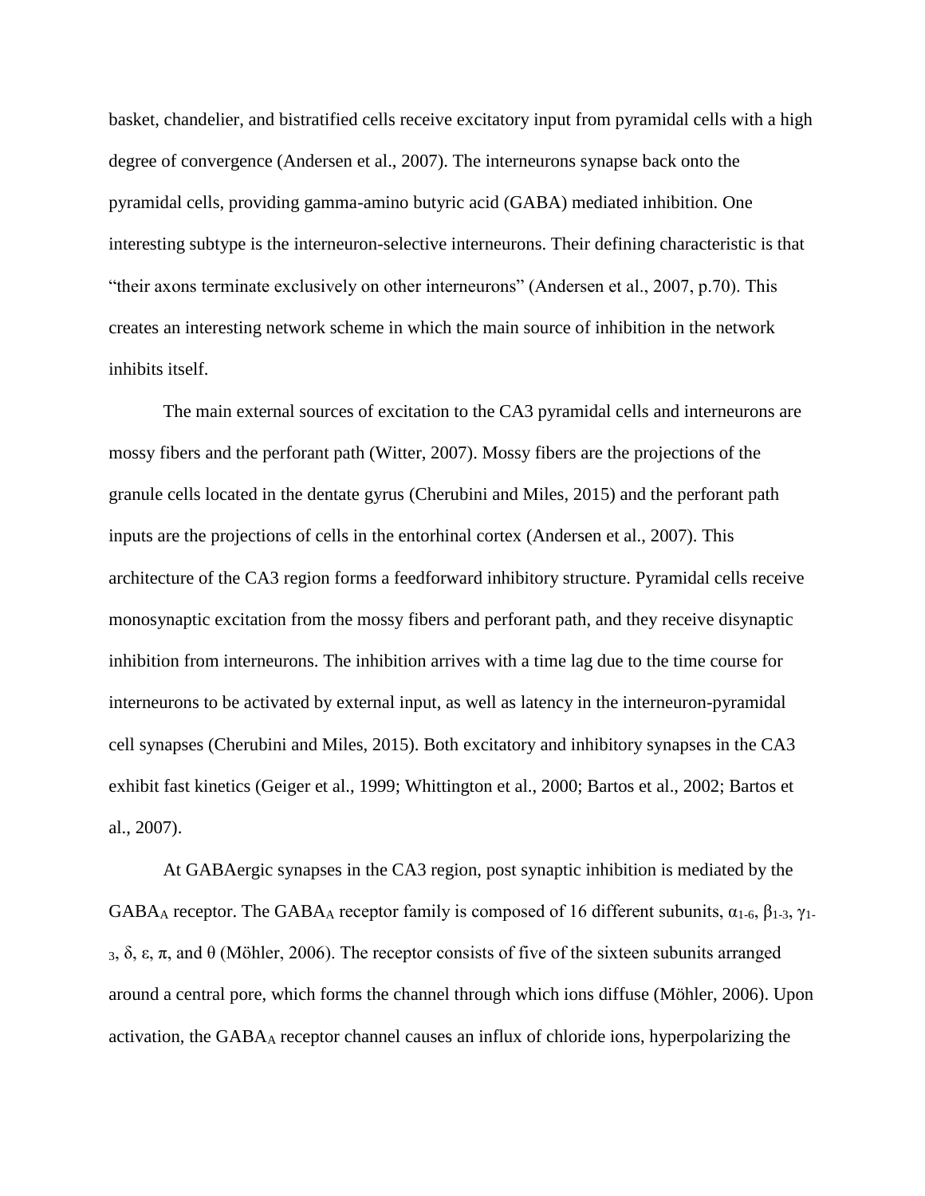basket, chandelier, and bistratified cells receive excitatory input from pyramidal cells with a high degree of convergence (Andersen et al., 2007). The interneurons synapse back onto the pyramidal cells, providing gamma-amino butyric acid (GABA) mediated inhibition. One interesting subtype is the interneuron-selective interneurons. Their defining characteristic is that "their axons terminate exclusively on other interneurons" (Andersen et al., 2007, p.70). This creates an interesting network scheme in which the main source of inhibition in the network inhibits itself.

The main external sources of excitation to the CA3 pyramidal cells and interneurons are mossy fibers and the perforant path (Witter, 2007). Mossy fibers are the projections of the granule cells located in the dentate gyrus (Cherubini and Miles, 2015) and the perforant path inputs are the projections of cells in the entorhinal cortex (Andersen et al., 2007). This architecture of the CA3 region forms a feedforward inhibitory structure. Pyramidal cells receive monosynaptic excitation from the mossy fibers and perforant path, and they receive disynaptic inhibition from interneurons. The inhibition arrives with a time lag due to the time course for interneurons to be activated by external input, as well as latency in the interneuron-pyramidal cell synapses (Cherubini and Miles, 2015). Both excitatory and inhibitory synapses in the CA3 exhibit fast kinetics (Geiger et al., 1999; Whittington et al., 2000; Bartos et al., 2002; Bartos et al., 2007).

At GABAergic synapses in the CA3 region, post synaptic inhibition is mediated by the $GABA_A$ receptor. The $GABA_A$ receptor family is composed of 16 different subunits, $\alpha_{1\text{-}6}$, $\beta_{1\text{-}3}$, $\gamma_{1\text{-}3}$, $\delta$, $\varepsilon$, $\pi$, and $\theta$ (Möhler, 2006). The receptor consists of five of the sixteen subunits arranged around a central pore, which forms the channel through which ions diffuse (Möhler, 2006). Upon activation, the $GABA_A$ receptor channel causes an influx of chloride ions, hyperpolarizing the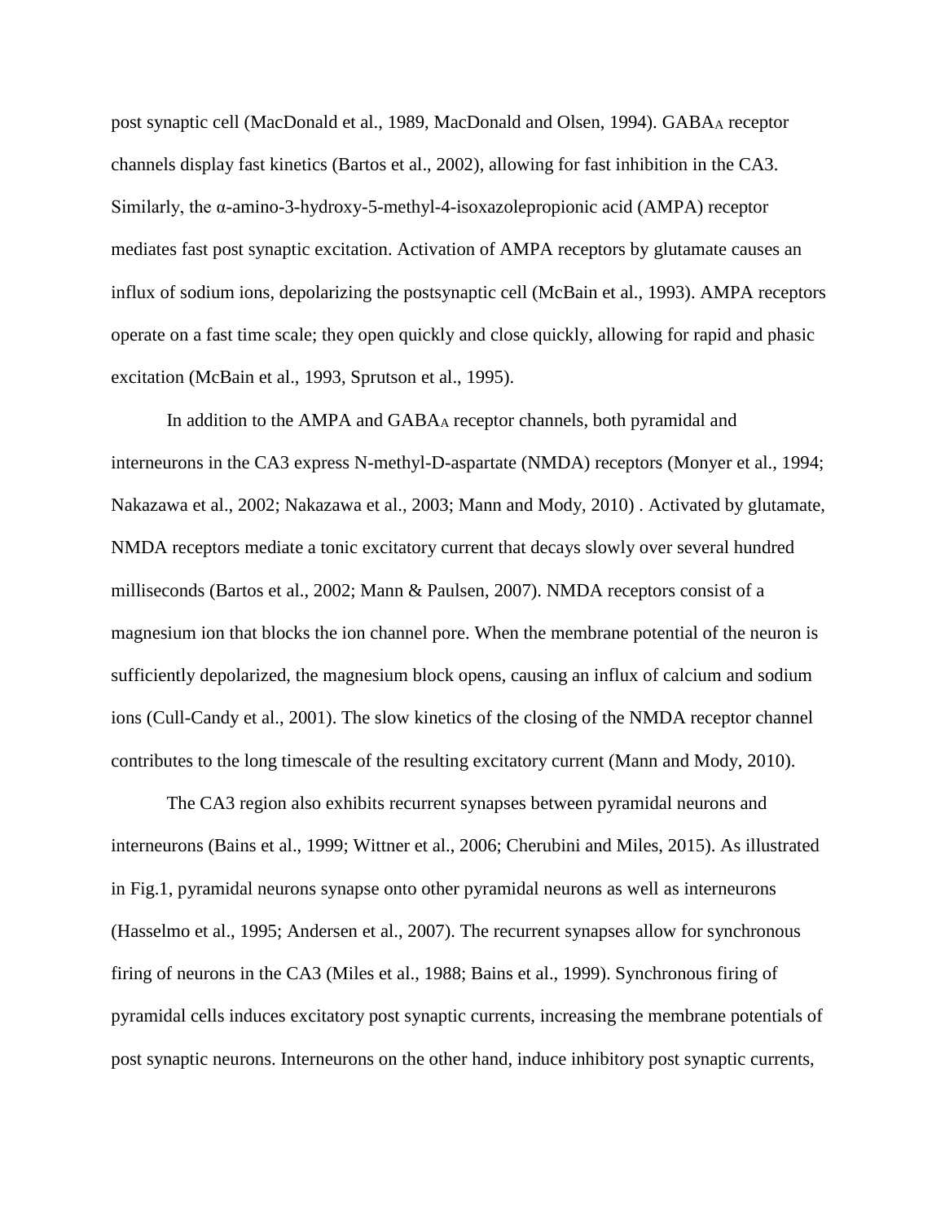post synaptic cell (MacDonald et al., 1989, MacDonald and Olsen, 1994). $GABA_A$ receptor channels display fast kinetics (Bartos et al., 2002), allowing for fast inhibition in the CA3. Similarly, the α-amino-3-hydroxy-5-methyl-4-isoxazolepropionic acid (AMPA) receptor mediates fast post synaptic excitation. Activation of AMPA receptors by glutamate causes an influx of sodium ions, depolarizing the postsynaptic cell (McBain et al., 1993). AMPA receptors operate on a fast time scale; they open quickly and close quickly, allowing for rapid and phasic excitation (McBain et al., 1993, Sprutson et al., 1995).

In addition to the AMPA and $GABA_A$ receptor channels, both pyramidal and interneurons in the CA3 express N-methyl-D-aspartate (NMDA) receptors (Monyer et al., 1994; Nakazawa et al., 2002; Nakazawa et al., 2003; Mann and Mody, 2010) . Activated by glutamate, NMDA receptors mediate a tonic excitatory current that decays slowly over several hundred milliseconds (Bartos et al., 2002; Mann & Paulsen, 2007). NMDA receptors consist of a magnesium ion that blocks the ion channel pore. When the membrane potential of the neuron is sufficiently depolarized, the magnesium block opens, causing an influx of calcium and sodium ions (Cull-Candy et al., 2001). The slow kinetics of the closing of the NMDA receptor channel contributes to the long timescale of the resulting excitatory current (Mann and Mody, 2010).

The CA3 region also exhibits recurrent synapses between pyramidal neurons and interneurons (Bains et al., 1999; Wittner et al., 2006; Cherubini and Miles, 2015). As illustrated in Fig.1, pyramidal neurons synapse onto other pyramidal neurons as well as interneurons (Hasselmo et al., 1995; Andersen et al., 2007). The recurrent synapses allow for synchronous firing of neurons in the CA3 (Miles et al., 1988; Bains et al., 1999). Synchronous firing of pyramidal cells induces excitatory post synaptic currents, increasing the membrane potentials of post synaptic neurons. Interneurons on the other hand, induce inhibitory post synaptic currents,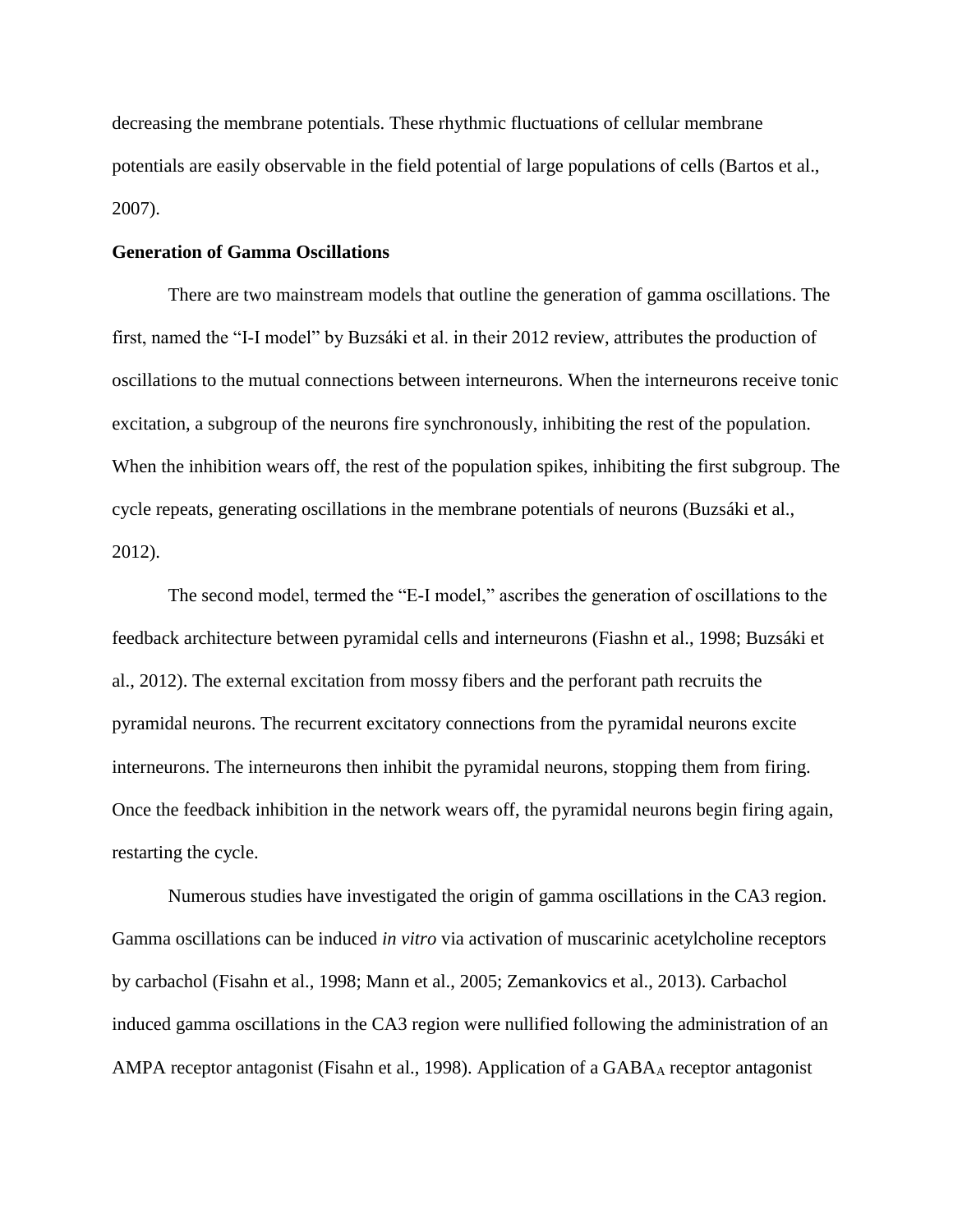decreasing the membrane potentials. These rhythmic fluctuations of cellular membrane potentials are easily observable in the field potential of large populations of cells (Bartos et al., 2007).

**Generation of Gamma Oscillations**

There are two mainstream models that outline the generation of gamma oscillations. The first, named the "I-I model" by Buzsáki et al. in their 2012 review, attributes the production of oscillations to the mutual connections between interneurons. When the interneurons receive tonic excitation, a subgroup of the neurons fire synchronously, inhibiting the rest of the population. When the inhibition wears off, the rest of the population spikes, inhibiting the first subgroup. The cycle repeats, generating oscillations in the membrane potentials of neurons (Buzsáki et al., 2012).

The second model, termed the "E-I model," ascribes the generation of oscillations to the feedback architecture between pyramidal cells and interneurons (Fiashn et al., 1998; Buzsáki et al., 2012). The external excitation from mossy fibers and the perforant path recruits the pyramidal neurons. The recurrent excitatory connections from the pyramidal neurons excite interneurons. The interneurons then inhibit the pyramidal neurons, stopping them from firing. Once the feedback inhibition in the network wears off, the pyramidal neurons begin firing again, restarting the cycle.

Numerous studies have investigated the origin of gamma oscillations in the CA3 region. Gamma oscillations can be induced *in vitro* via activation of muscarinic acetylcholine receptors by carbachol (Fisahn et al., 1998; Mann et al., 2005; Zemankovics et al., 2013). Carbachol induced gamma oscillations in the CA3 region were nullified following the administration of an AMPA receptor antagonist (Fisahn et al., 1998). Application of a $GABA_A$ receptor antagonist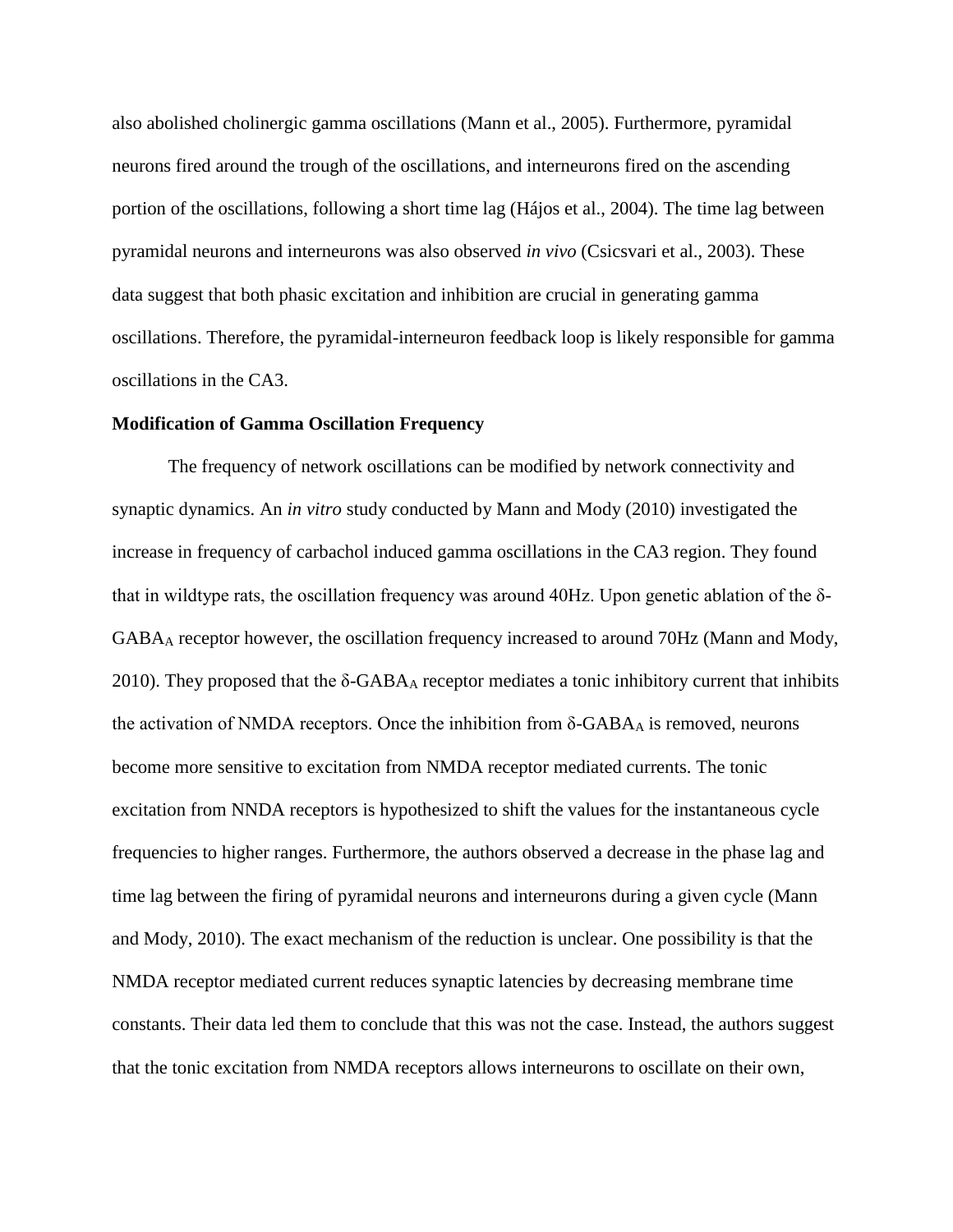also abolished cholinergic gamma oscillations (Mann et al., 2005). Furthermore, pyramidal neurons fired around the trough of the oscillations, and interneurons fired on the ascending portion of the oscillations, following a short time lag (Hájos et al., 2004). The time lag between pyramidal neurons and interneurons was also observed *in vivo* (Csicsvari et al., 2003). These data suggest that both phasic excitation and inhibition are crucial in generating gamma oscillations. Therefore, the pyramidal-interneuron feedback loop is likely responsible for gamma oscillations in the CA3.

**Modification of Gamma Oscillation Frequency**

The frequency of network oscillations can be modified by network connectivity and synaptic dynamics. An *in vitro* study conducted by Mann and Mody (2010) investigated the increase in frequency of carbachol induced gamma oscillations in the CA3 region. They found that in wildtype rats, the oscillation frequency was around 40Hz. Upon genetic ablation of the δ-$GABA_A$ receptor however, the oscillation frequency increased to around 70Hz (Mann and Mody, 2010). They proposed that the δ-$GABA_A$ receptor mediates a tonic inhibitory current that inhibits the activation of NMDA receptors. Once the inhibition from δ-$GABA_A$ is removed, neurons become more sensitive to excitation from NMDA receptor mediated currents. The tonic excitation from NNDA receptors is hypothesized to shift the values for the instantaneous cycle frequencies to higher ranges. Furthermore, the authors observed a decrease in the phase lag and time lag between the firing of pyramidal neurons and interneurons during a given cycle (Mann and Mody, 2010). The exact mechanism of the reduction is unclear. One possibility is that the NMDA receptor mediated current reduces synaptic latencies by decreasing membrane time constants. Their data led them to conclude that this was not the case. Instead, the authors suggest that the tonic excitation from NMDA receptors allows interneurons to oscillate on their own,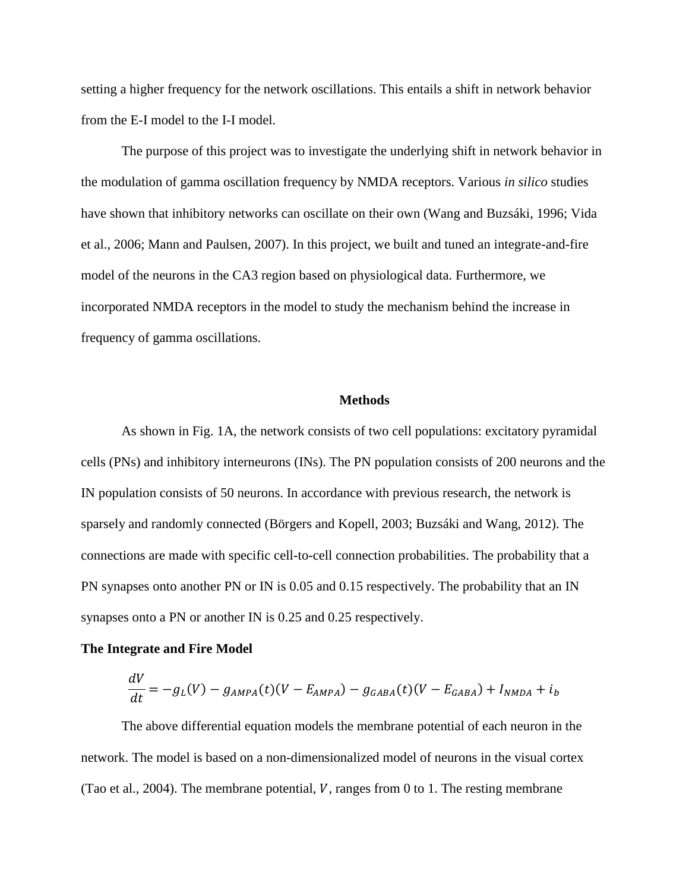setting a higher frequency for the network oscillations. This entails a shift in network behavior from the E-I model to the I-I model.

The purpose of this project was to investigate the underlying shift in network behavior in the modulation of gamma oscillation frequency by NMDA receptors. Various *in silico* studies have shown that inhibitory networks can oscillate on their own (Wang and Buzsáki, 1996; Vida et al., 2006; Mann and Paulsen, 2007). In this project, we built and tuned an integrate-and-fire model of the neurons in the CA3 region based on physiological data. Furthermore, we incorporated NMDA receptors in the model to study the mechanism behind the increase in frequency of gamma oscillations.

## Methods

As shown in Fig. 1A, the network consists of two cell populations: excitatory pyramidal cells (PNs) and inhibitory interneurons (INs). The PN population consists of 200 neurons and the IN population consists of 50 neurons. In accordance with previous research, the network is sparsely and randomly connected (Börgers and Kopell, 2003; Buzsáki and Wang, 2012). The connections are made with specific cell-to-cell connection probabilities. The probability that a PN synapses onto another PN or IN is 0.05 and 0.15 respectively. The probability that an IN synapses onto a PN or another IN is 0.25 and 0.25 respectively.

**The Integrate and Fire Model**

$$\frac{dV}{dt} = -g_L(V) - g_{AMPA}(t)(V - E_{AMPA}) - g_{GABA}(t)(V - E_{GABA}) + I_{NMDA} + i_b$$

The above differential equation models the membrane potential of each neuron in the network. The model is based on a non-dimensionalized model of neurons in the visual cortex (Tao et al., 2004). The membrane potential, $V$, ranges from 0 to 1. The resting membrane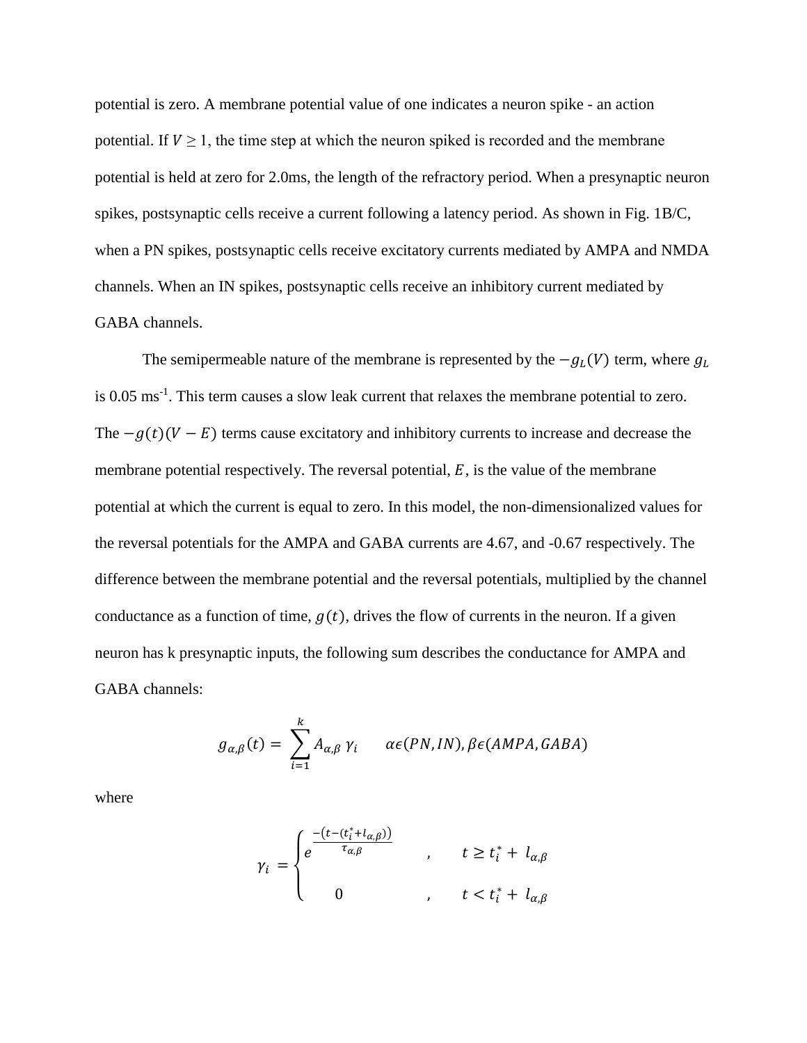potential is zero. A membrane potential value of one indicates a neuron spike - an action potential. If $V \geq 1$, the time step at which the neuron spiked is recorded and the membrane potential is held at zero for 2.0ms, the length of the refractory period. When a presynaptic neuron spikes, postsynaptic cells receive a current following a latency period. As shown in Fig. 1B/C, when a PN spikes, postsynaptic cells receive excitatory currents mediated by AMPA and NMDA channels. When an IN spikes, postsynaptic cells receive an inhibitory current mediated by GABA channels.

The semipermeable nature of the membrane is represented by the $-g_L(V)$ term, where $g_L$ is 0.05 ms$^{-1}$. This term causes a slow leak current that relaxes the membrane potential to zero. The $-g(t)(V - E)$ terms cause excitatory and inhibitory currents to increase and decrease the membrane potential respectively. The reversal potential, $E$, is the value of the membrane potential at which the current is equal to zero. In this model, the non-dimensionalized values for the reversal potentials for the AMPA and GABA currents are 4.67, and -0.67 respectively. The difference between the membrane potential and the reversal potentials, multiplied by the channel conductance as a function of time, $g(t)$, drives the flow of currents in the neuron. If a given neuron has k presynaptic inputs, the following sum describes the conductance for AMPA and GABA channels:

$$g_{\alpha,\beta}(t) = \sum_{i=1}^{k} A_{\alpha,\beta}\, \gamma_i \qquad \alpha \epsilon (PN, IN), \beta \epsilon (AMPA, GABA)$$

where

$$\gamma_i = \begin{cases} e^{\frac{-(t-(t_i^* + l_{\alpha,\beta}))}{\tau_{\alpha,\beta}}} & , \quad t \geq t_i^* + l_{\alpha,\beta} \\ 0 & , \quad t < t_i^* + l_{\alpha,\beta} \end{cases}$$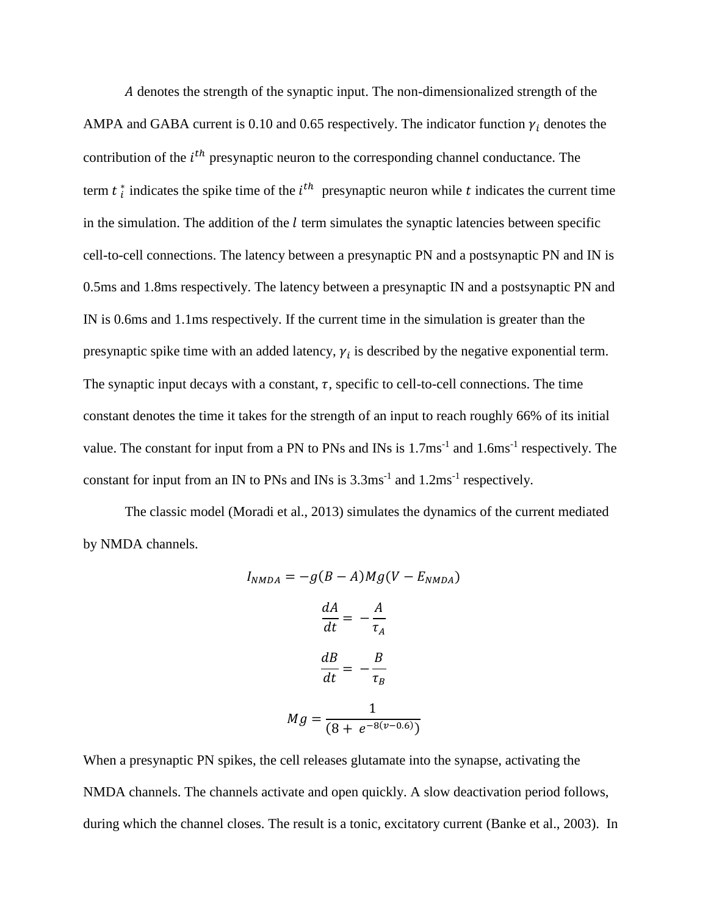$A$ denotes the strength of the synaptic input. The non-dimensionalized strength of the AMPA and GABA current is 0.10 and 0.65 respectively. The indicator function $\gamma_i$ denotes the contribution of the $i^{th}$ presynaptic neuron to the corresponding channel conductance. The term $t_i^*$ indicates the spike time of the $i^{th}$ presynaptic neuron while $t$ indicates the current time in the simulation. The addition of the $l$ term simulates the synaptic latencies between specific cell-to-cell connections. The latency between a presynaptic PN and a postsynaptic PN and IN is 0.5ms and 1.8ms respectively. The latency between a presynaptic IN and a postsynaptic PN and IN is 0.6ms and 1.1ms respectively. If the current time in the simulation is greater than the presynaptic spike time with an added latency, $\gamma_i$ is described by the negative exponential term. The synaptic input decays with a constant, $\tau$, specific to cell-to-cell connections. The time constant denotes the time it takes for the strength of an input to reach roughly 66% of its initial value. The constant for input from a PN to PNs and INs is 1.7ms$^{-1}$ and 1.6ms$^{-1}$ respectively. The constant for input from an IN to PNs and INs is 3.3ms$^{-1}$ and 1.2ms$^{-1}$ respectively.

The classic model (Moradi et al., 2013) simulates the dynamics of the current mediated by NMDA channels.

$$I_{NMDA} = -g(B - A)Mg(V - E_{NMDA})$$

$$\frac{dA}{dt} = -\frac{A}{\tau_A}$$

$$\frac{dB}{dt} = -\frac{B}{\tau_B}$$

$$Mg = \frac{1}{(8 + e^{-8(v-0.6)})}$$

When a presynaptic PN spikes, the cell releases glutamate into the synapse, activating the NMDA channels. The channels activate and open quickly. A slow deactivation period follows, during which the channel closes. The result is a tonic, excitatory current (Banke et al., 2003). In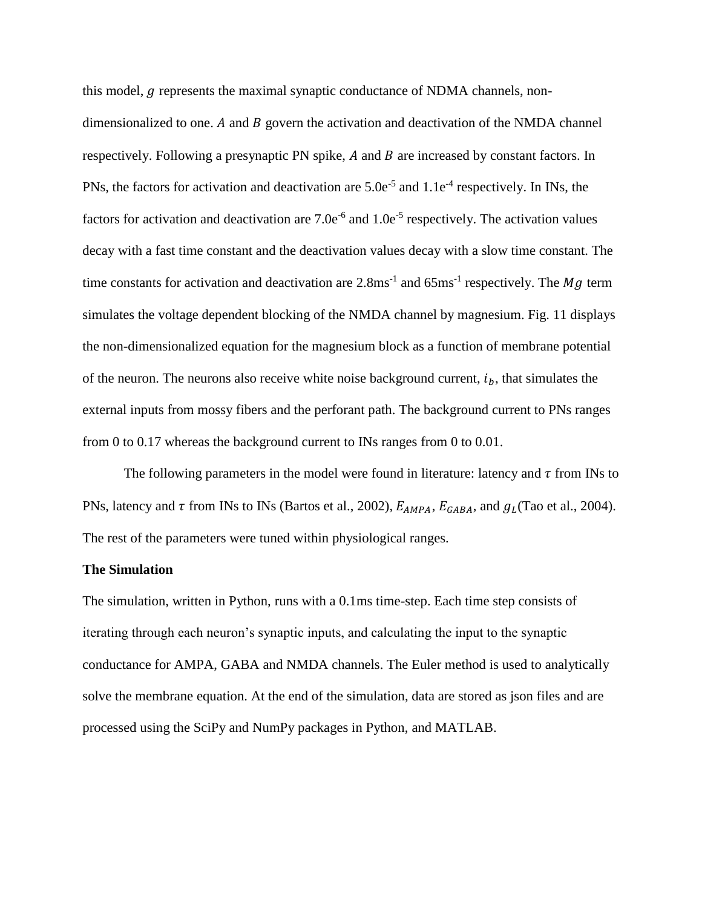this model, $g$ represents the maximal synaptic conductance of NDMA channels, non-dimensionalized to one. $A$ and $B$ govern the activation and deactivation of the NMDA channel respectively. Following a presynaptic PN spike, $A$ and $B$ are increased by constant factors. In PNs, the factors for activation and deactivation are $5.0e^{-5}$ and $1.1e^{-4}$ respectively. In INs, the factors for activation and deactivation are $7.0e^{-6}$ and $1.0e^{-5}$ respectively. The activation values decay with a fast time constant and the deactivation values decay with a slow time constant. The time constants for activation and deactivation are $2.8\text{ms}^{-1}$ and $65\text{ms}^{-1}$ respectively. The $Mg$ term simulates the voltage dependent blocking of the NMDA channel by magnesium. Fig. 11 displays the non-dimensionalized equation for the magnesium block as a function of membrane potential of the neuron. The neurons also receive white noise background current, $i_b$, that simulates the external inputs from mossy fibers and the perforant path. The background current to PNs ranges from 0 to 0.17 whereas the background current to INs ranges from 0 to 0.01.

The following parameters in the model were found in literature: latency and $\tau$ from INs to PNs, latency and $\tau$ from INs to INs (Bartos et al., 2002), $E_{AMPA}$, $E_{GABA}$, and $g_L$(Tao et al., 2004). The rest of the parameters were tuned within physiological ranges.

**The Simulation**

The simulation, written in Python, runs with a 0.1ms time-step. Each time step consists of iterating through each neuron's synaptic inputs, and calculating the input to the synaptic conductance for AMPA, GABA and NMDA channels. The Euler method is used to analytically solve the membrane equation. At the end of the simulation, data are stored as json files and are processed using the SciPy and NumPy packages in Python, and MATLAB.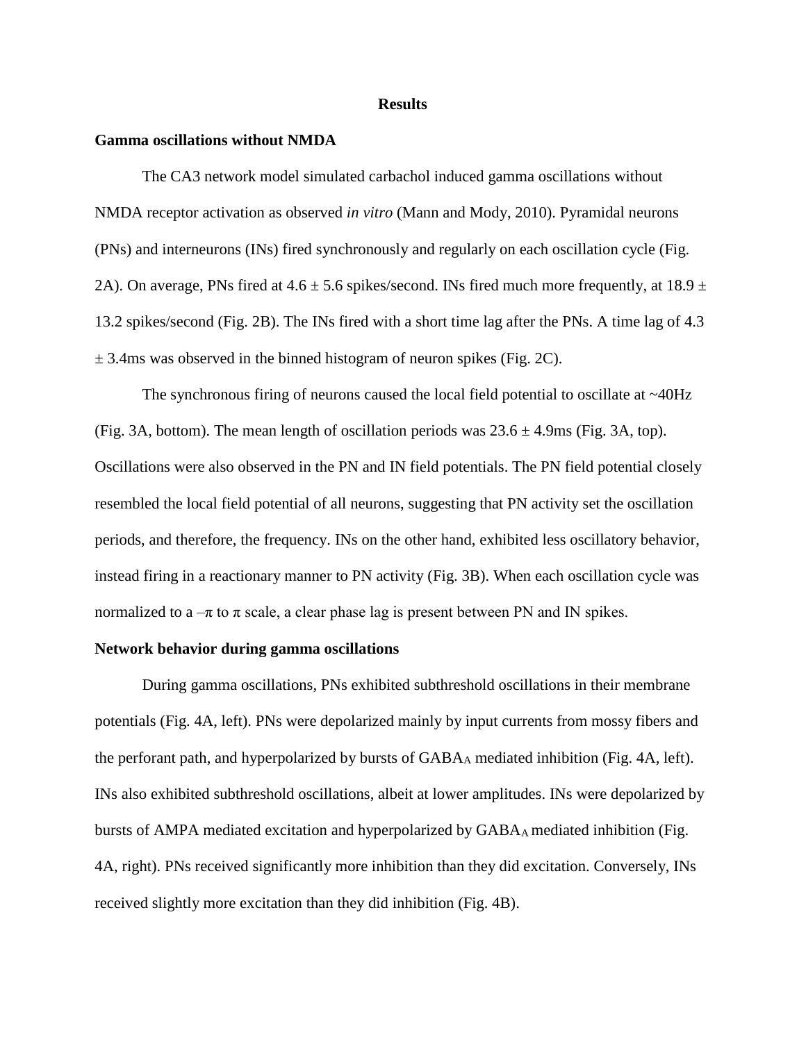# Results

## Gamma oscillations without NMDA

The CA3 network model simulated carbachol induced gamma oscillations without NMDA receptor activation as observed *in vitro* (Mann and Mody, 2010). Pyramidal neurons (PNs) and interneurons (INs) fired synchronously and regularly on each oscillation cycle (Fig. 2A). On average, PNs fired at $4.6 \pm 5.6$ spikes/second. INs fired much more frequently, at $18.9 \pm 13.2$ spikes/second (Fig. 2B). The INs fired with a short time lag after the PNs. A time lag of $4.3 \pm 3.4$ms was observed in the binned histogram of neuron spikes (Fig. 2C).

The synchronous firing of neurons caused the local field potential to oscillate at ~40Hz (Fig. 3A, bottom). The mean length of oscillation periods was $23.6 \pm 4.9$ms (Fig. 3A, top). Oscillations were also observed in the PN and IN field potentials. The PN field potential closely resembled the local field potential of all neurons, suggesting that PN activity set the oscillation periods, and therefore, the frequency. INs on the other hand, exhibited less oscillatory behavior, instead firing in a reactionary manner to PN activity (Fig. 3B). When each oscillation cycle was normalized to a $-\pi$ to $\pi$ scale, a clear phase lag is present between PN and IN spikes.

## Network behavior during gamma oscillations

During gamma oscillations, PNs exhibited subthreshold oscillations in their membrane potentials (Fig. 4A, left). PNs were depolarized mainly by input currents from mossy fibers and the perforant path, and hyperpolarized by bursts of $GABA_A$ mediated inhibition (Fig. 4A, left). INs also exhibited subthreshold oscillations, albeit at lower amplitudes. INs were depolarized by bursts of AMPA mediated excitation and hyperpolarized by $GABA_A$ mediated inhibition (Fig. 4A, right). PNs received significantly more inhibition than they did excitation. Conversely, INs received slightly more excitation than they did inhibition (Fig. 4B).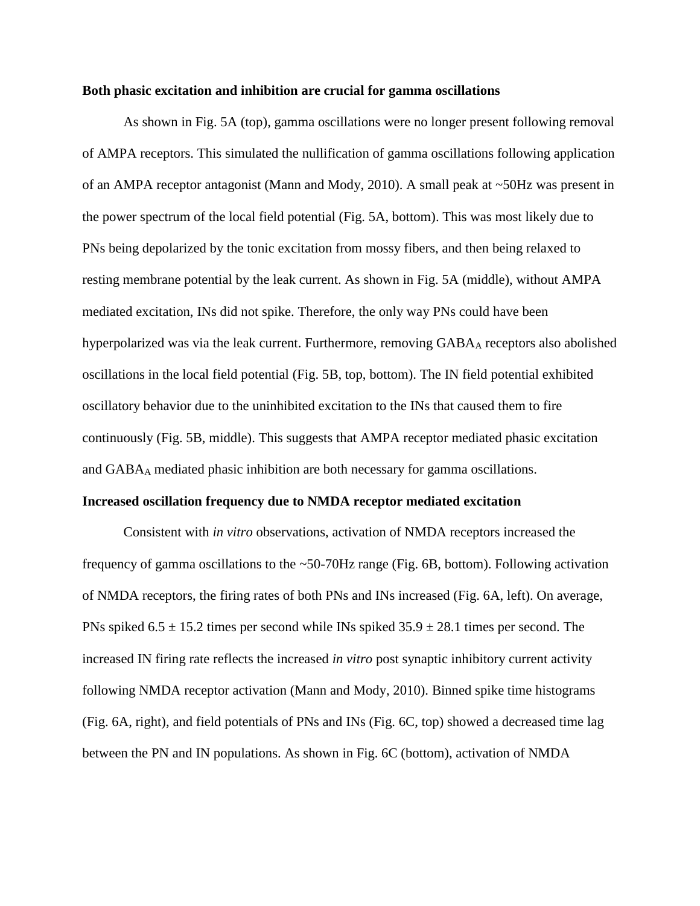**Both phasic excitation and inhibition are crucial for gamma oscillations**

As shown in Fig. 5A (top), gamma oscillations were no longer present following removal of AMPA receptors. This simulated the nullification of gamma oscillations following application of an AMPA receptor antagonist (Mann and Mody, 2010). A small peak at ~50Hz was present in the power spectrum of the local field potential (Fig. 5A, bottom). This was most likely due to PNs being depolarized by the tonic excitation from mossy fibers, and then being relaxed to resting membrane potential by the leak current. As shown in Fig. 5A (middle), without AMPA mediated excitation, INs did not spike. Therefore, the only way PNs could have been hyperpolarized was via the leak current. Furthermore, removing $GABA_A$ receptors also abolished oscillations in the local field potential (Fig. 5B, top, bottom). The IN field potential exhibited oscillatory behavior due to the uninhibited excitation to the INs that caused them to fire continuously (Fig. 5B, middle). This suggests that AMPA receptor mediated phasic excitation and $GABA_A$ mediated phasic inhibition are both necessary for gamma oscillations.

**Increased oscillation frequency due to NMDA receptor mediated excitation**

Consistent with *in vitro* observations, activation of NMDA receptors increased the frequency of gamma oscillations to the ~50-70Hz range (Fig. 6B, bottom). Following activation of NMDA receptors, the firing rates of both PNs and INs increased (Fig. 6A, left). On average, PNs spiked $6.5 \pm 15.2$ times per second while INs spiked $35.9 \pm 28.1$ times per second. The increased IN firing rate reflects the increased *in vitro* post synaptic inhibitory current activity following NMDA receptor activation (Mann and Mody, 2010). Binned spike time histograms (Fig. 6A, right), and field potentials of PNs and INs (Fig. 6C, top) showed a decreased time lag between the PN and IN populations. As shown in Fig. 6C (bottom), activation of NMDA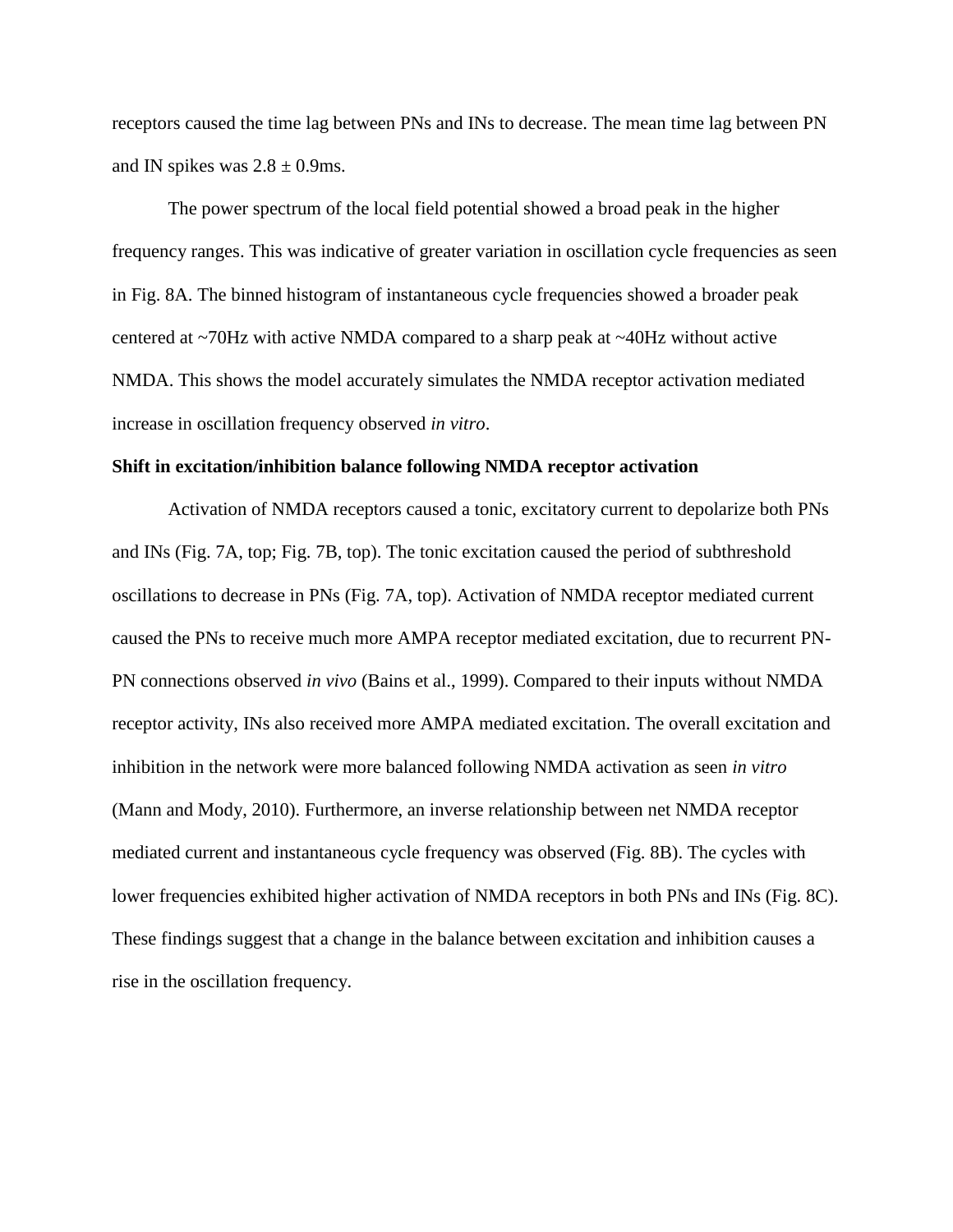receptors caused the time lag between PNs and INs to decrease. The mean time lag between PN and IN spikes was $2.8 \pm 0.9$ms.

The power spectrum of the local field potential showed a broad peak in the higher frequency ranges. This was indicative of greater variation in oscillation cycle frequencies as seen in Fig. 8A. The binned histogram of instantaneous cycle frequencies showed a broader peak centered at ~70Hz with active NMDA compared to a sharp peak at ~40Hz without active NMDA. This shows the model accurately simulates the NMDA receptor activation mediated increase in oscillation frequency observed *in vitro*.

**Shift in excitation/inhibition balance following NMDA receptor activation**

Activation of NMDA receptors caused a tonic, excitatory current to depolarize both PNs and INs (Fig. 7A, top; Fig. 7B, top). The tonic excitation caused the period of subthreshold oscillations to decrease in PNs (Fig. 7A, top). Activation of NMDA receptor mediated current caused the PNs to receive much more AMPA receptor mediated excitation, due to recurrent PN-PN connections observed *in vivo* (Bains et al., 1999). Compared to their inputs without NMDA receptor activity, INs also received more AMPA mediated excitation. The overall excitation and inhibition in the network were more balanced following NMDA activation as seen *in vitro* (Mann and Mody, 2010). Furthermore, an inverse relationship between net NMDA receptor mediated current and instantaneous cycle frequency was observed (Fig. 8B). The cycles with lower frequencies exhibited higher activation of NMDA receptors in both PNs and INs (Fig. 8C). These findings suggest that a change in the balance between excitation and inhibition causes a rise in the oscillation frequency.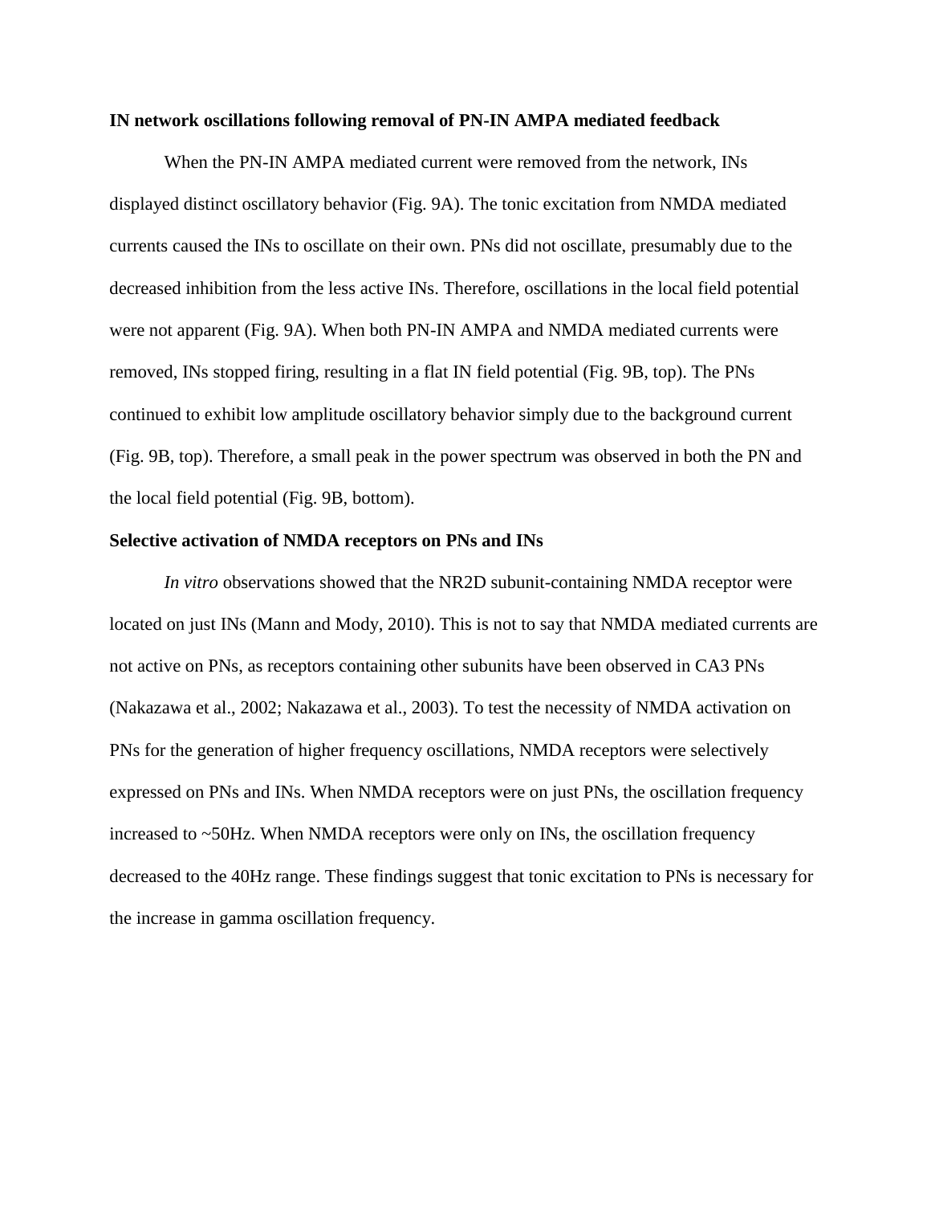**IN network oscillations following removal of PN-IN AMPA mediated feedback**

When the PN-IN AMPA mediated current were removed from the network, INs displayed distinct oscillatory behavior (Fig. 9A). The tonic excitation from NMDA mediated currents caused the INs to oscillate on their own. PNs did not oscillate, presumably due to the decreased inhibition from the less active INs. Therefore, oscillations in the local field potential were not apparent (Fig. 9A). When both PN-IN AMPA and NMDA mediated currents were removed, INs stopped firing, resulting in a flat IN field potential (Fig. 9B, top). The PNs continued to exhibit low amplitude oscillatory behavior simply due to the background current (Fig. 9B, top). Therefore, a small peak in the power spectrum was observed in both the PN and the local field potential (Fig. 9B, bottom).

**Selective activation of NMDA receptors on PNs and INs**

*In vitro* observations showed that the NR2D subunit-containing NMDA receptor were located on just INs (Mann and Mody, 2010). This is not to say that NMDA mediated currents are not active on PNs, as receptors containing other subunits have been observed in CA3 PNs (Nakazawa et al., 2002; Nakazawa et al., 2003). To test the necessity of NMDA activation on PNs for the generation of higher frequency oscillations, NMDA receptors were selectively expressed on PNs and INs. When NMDA receptors were on just PNs, the oscillation frequency increased to ~50Hz. When NMDA receptors were only on INs, the oscillation frequency decreased to the 40Hz range. These findings suggest that tonic excitation to PNs is necessary for the increase in gamma oscillation frequency.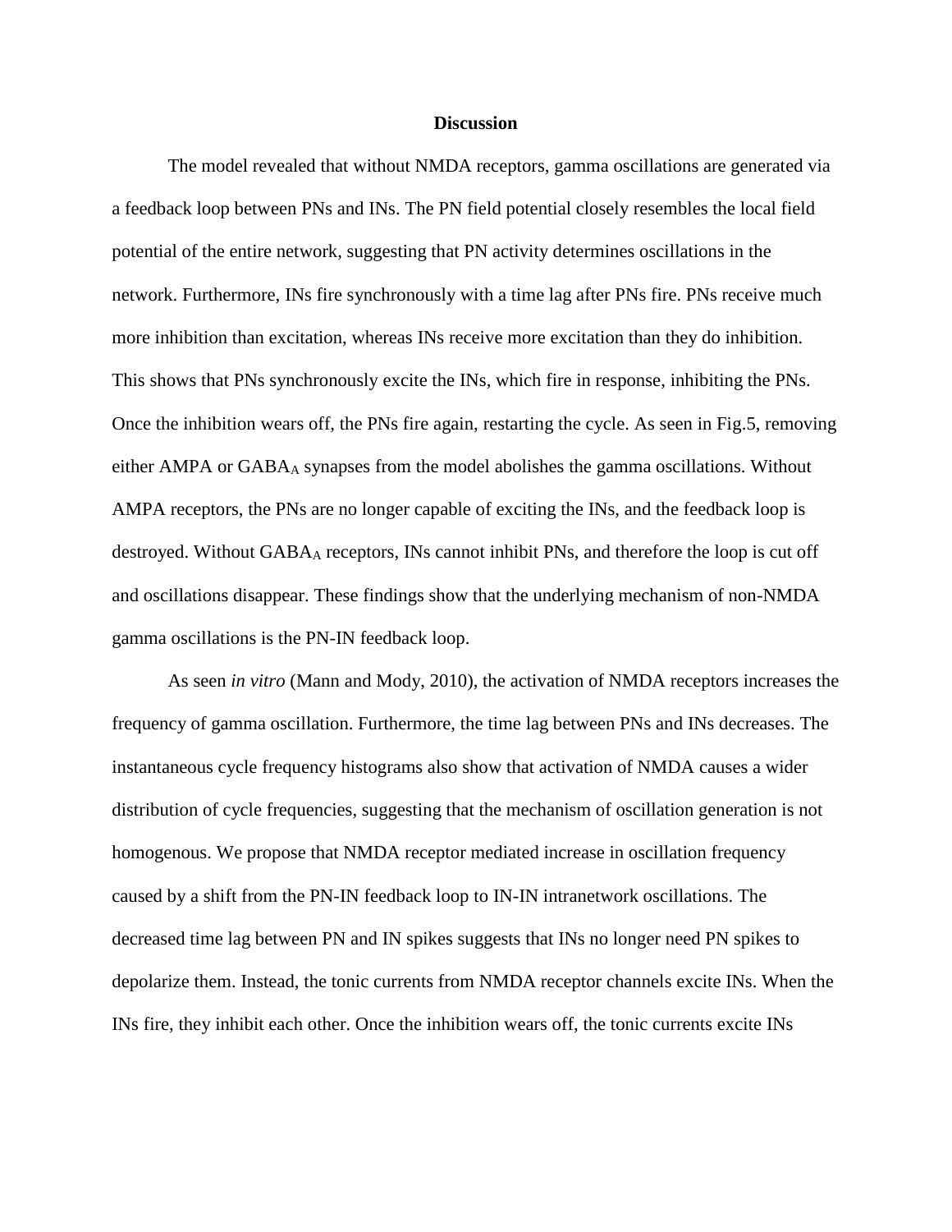## Discussion

The model revealed that without NMDA receptors, gamma oscillations are generated via a feedback loop between PNs and INs. The PN field potential closely resembles the local field potential of the entire network, suggesting that PN activity determines oscillations in the network. Furthermore, INs fire synchronously with a time lag after PNs fire. PNs receive much more inhibition than excitation, whereas INs receive more excitation than they do inhibition. This shows that PNs synchronously excite the INs, which fire in response, inhibiting the PNs. Once the inhibition wears off, the PNs fire again, restarting the cycle. As seen in Fig.5, removing either AMPA or $GABA_A$ synapses from the model abolishes the gamma oscillations. Without AMPA receptors, the PNs are no longer capable of exciting the INs, and the feedback loop is destroyed. Without $GABA_A$ receptors, INs cannot inhibit PNs, and therefore the loop is cut off and oscillations disappear. These findings show that the underlying mechanism of non-NMDA gamma oscillations is the PN-IN feedback loop.

As seen *in vitro* (Mann and Mody, 2010), the activation of NMDA receptors increases the frequency of gamma oscillation. Furthermore, the time lag between PNs and INs decreases. The instantaneous cycle frequency histograms also show that activation of NMDA causes a wider distribution of cycle frequencies, suggesting that the mechanism of oscillation generation is not homogenous. We propose that NMDA receptor mediated increase in oscillation frequency caused by a shift from the PN-IN feedback loop to IN-IN intranetwork oscillations. The decreased time lag between PN and IN spikes suggests that INs no longer need PN spikes to depolarize them. Instead, the tonic currents from NMDA receptor channels excite INs. When the INs fire, they inhibit each other. Once the inhibition wears off, the tonic currents excite INs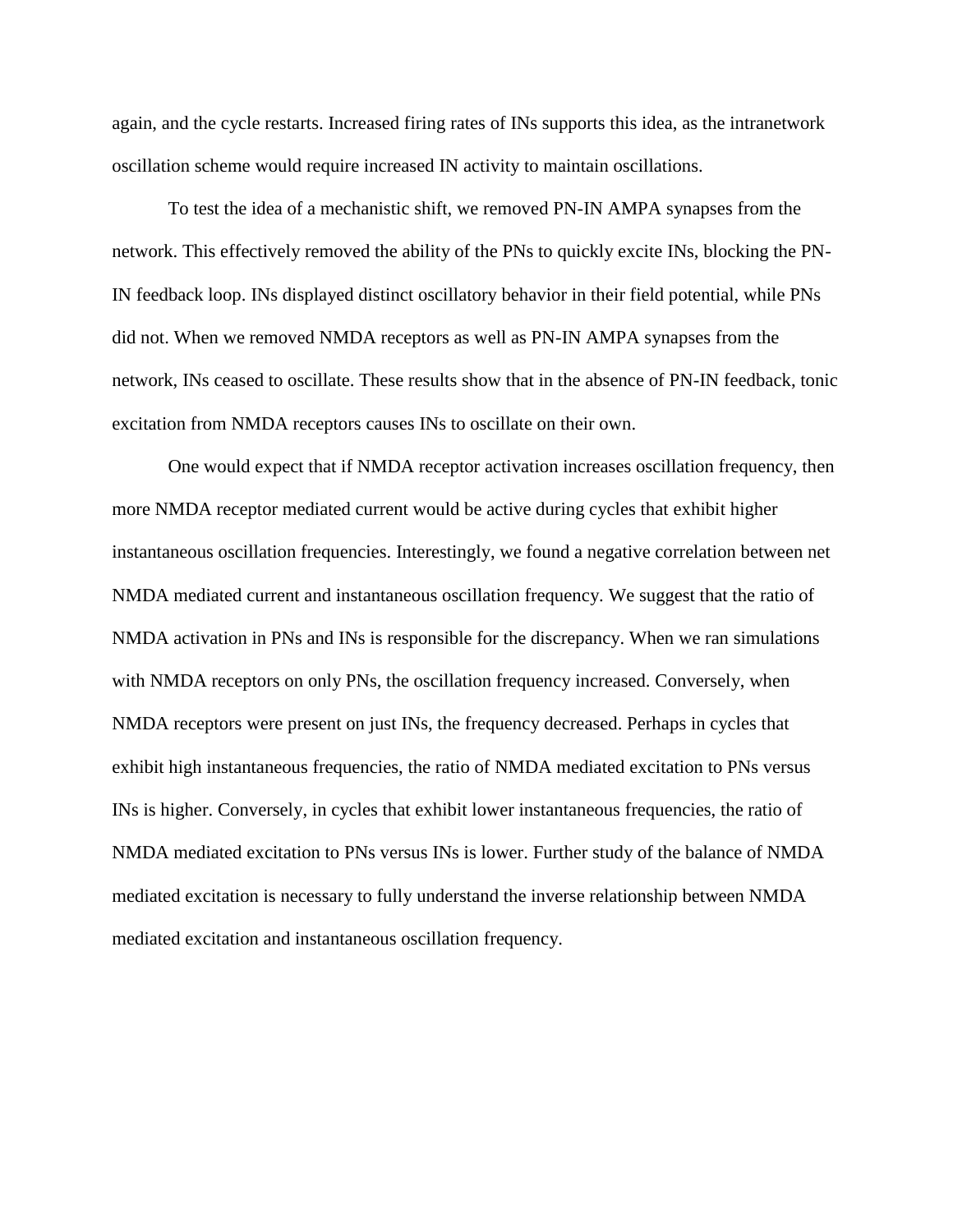again, and the cycle restarts. Increased firing rates of INs supports this idea, as the intranetwork oscillation scheme would require increased IN activity to maintain oscillations.

To test the idea of a mechanistic shift, we removed PN-IN AMPA synapses from the network. This effectively removed the ability of the PNs to quickly excite INs, blocking the PN-IN feedback loop. INs displayed distinct oscillatory behavior in their field potential, while PNs did not. When we removed NMDA receptors as well as PN-IN AMPA synapses from the network, INs ceased to oscillate. These results show that in the absence of PN-IN feedback, tonic excitation from NMDA receptors causes INs to oscillate on their own.

One would expect that if NMDA receptor activation increases oscillation frequency, then more NMDA receptor mediated current would be active during cycles that exhibit higher instantaneous oscillation frequencies. Interestingly, we found a negative correlation between net NMDA mediated current and instantaneous oscillation frequency. We suggest that the ratio of NMDA activation in PNs and INs is responsible for the discrepancy. When we ran simulations with NMDA receptors on only PNs, the oscillation frequency increased. Conversely, when NMDA receptors were present on just INs, the frequency decreased. Perhaps in cycles that exhibit high instantaneous frequencies, the ratio of NMDA mediated excitation to PNs versus INs is higher. Conversely, in cycles that exhibit lower instantaneous frequencies, the ratio of NMDA mediated excitation to PNs versus INs is lower. Further study of the balance of NMDA mediated excitation is necessary to fully understand the inverse relationship between NMDA mediated excitation and instantaneous oscillation frequency.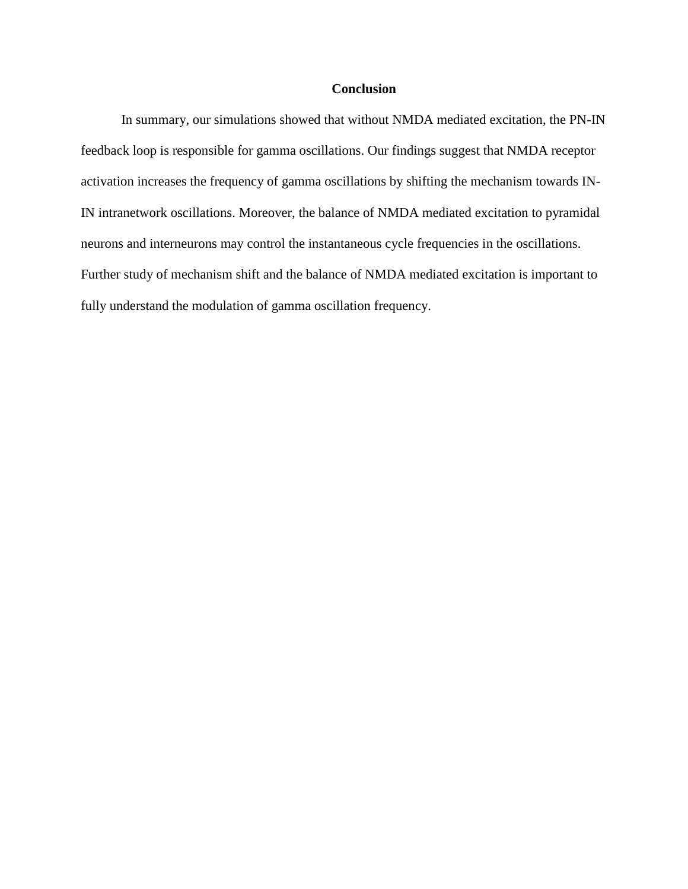## Conclusion

In summary, our simulations showed that without NMDA mediated excitation, the PN-IN feedback loop is responsible for gamma oscillations. Our findings suggest that NMDA receptor activation increases the frequency of gamma oscillations by shifting the mechanism towards IN-IN intranetwork oscillations. Moreover, the balance of NMDA mediated excitation to pyramidal neurons and interneurons may control the instantaneous cycle frequencies in the oscillations. Further study of mechanism shift and the balance of NMDA mediated excitation is important to fully understand the modulation of gamma oscillation frequency.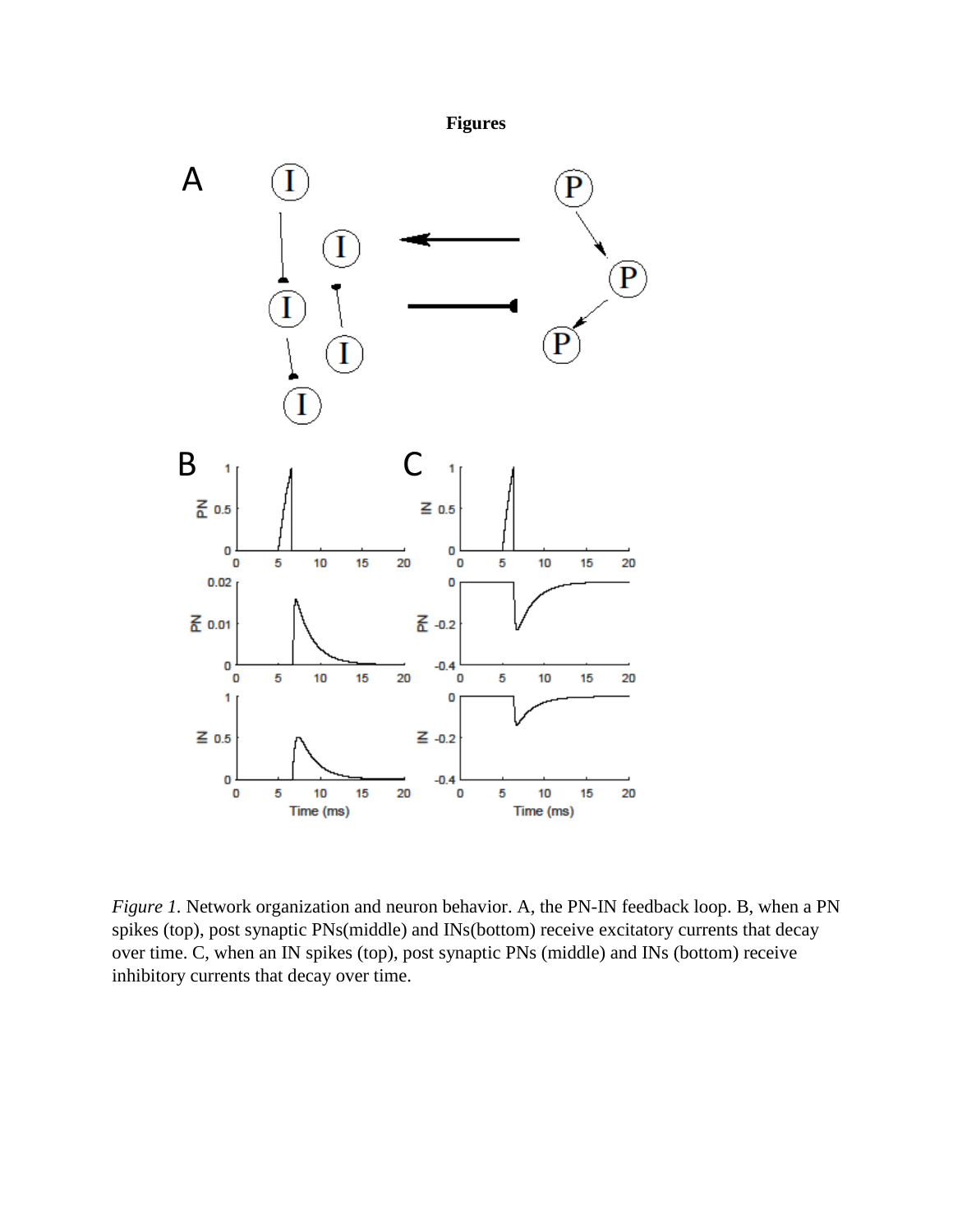**Figures**

*Figure 1.* Network organization and neuron behavior. A, the PN-IN feedback loop. B, when a PN spikes (top), post synaptic PNs(middle) and INs(bottom) receive excitatory currents that decay over time. C, when an IN spikes (top), post synaptic PNs (middle) and INs (bottom) receive inhibitory currents that decay over time.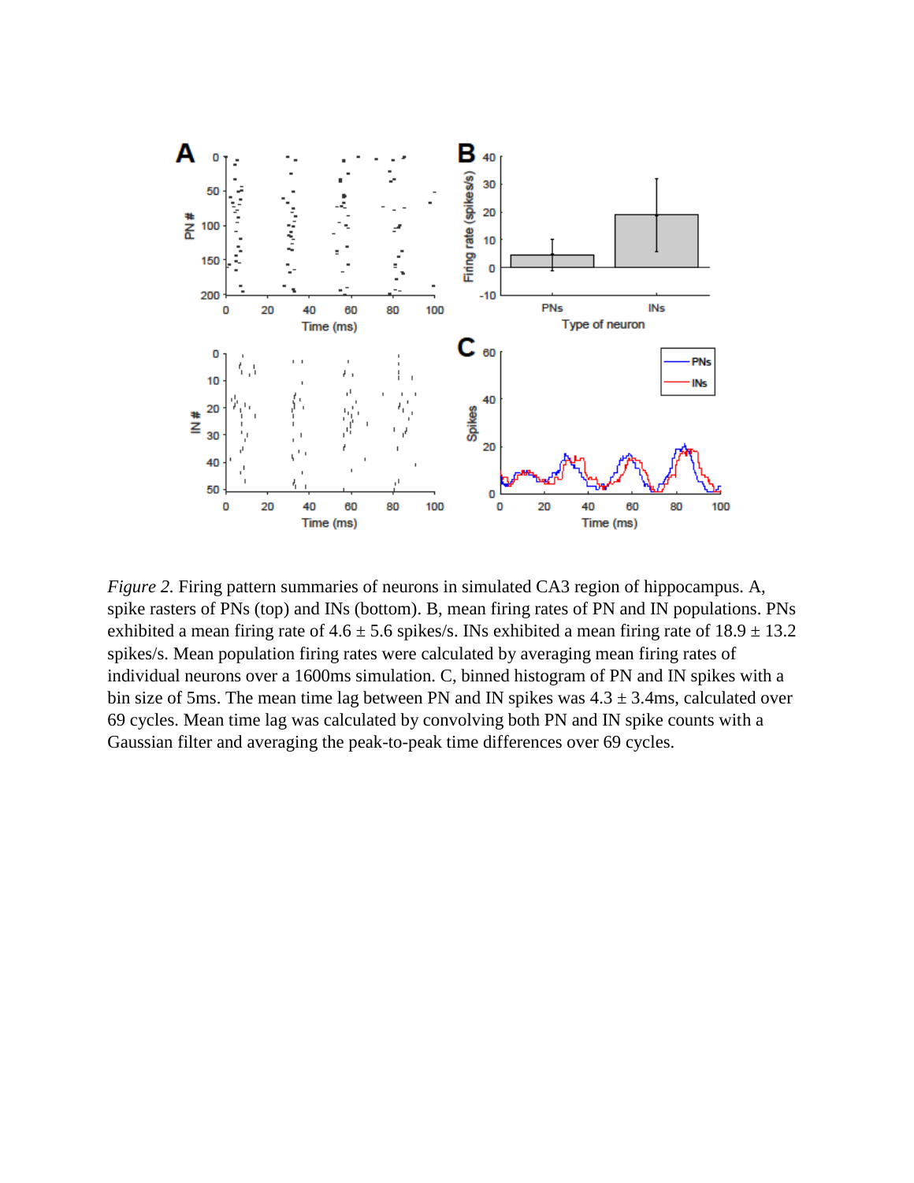*Figure 2.* Firing pattern summaries of neurons in simulated CA3 region of hippocampus. A, spike rasters of PNs (top) and INs (bottom). B, mean firing rates of PN and IN populations. PNs exhibited a mean firing rate of 4.6 ± 5.6 spikes/s. INs exhibited a mean firing rate of 18.9 ± 13.2 spikes/s. Mean population firing rates were calculated by averaging mean firing rates of individual neurons over a 1600ms simulation. C, binned histogram of PN and IN spikes with a bin size of 5ms. The mean time lag between PN and IN spikes was 4.3 ± 3.4ms, calculated over 69 cycles. Mean time lag was calculated by convolving both PN and IN spike counts with a Gaussian filter and averaging the peak-to-peak time differences over 69 cycles.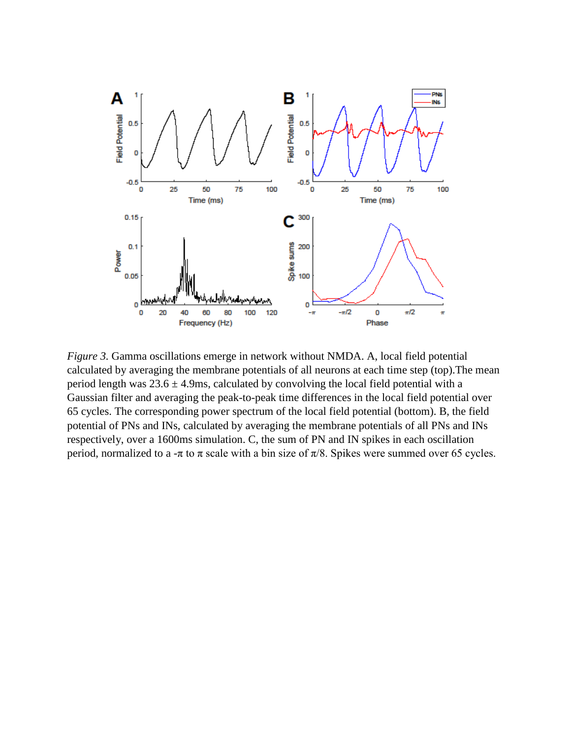*Figure 3.* Gamma oscillations emerge in network without NMDA. A, local field potential calculated by averaging the membrane potentials of all neurons at each time step (top).The mean period length was 23.6 ± 4.9ms, calculated by convolving the local field potential with a Gaussian filter and averaging the peak-to-peak time differences in the local field potential over 65 cycles. The corresponding power spectrum of the local field potential (bottom). B, the field potential of PNs and INs, calculated by averaging the membrane potentials of all PNs and INs respectively, over a 1600ms simulation. C, the sum of PN and IN spikes in each oscillation period, normalized to a $-\pi$ to $\pi$ scale with a bin size of $\pi/8$. Spikes were summed over 65 cycles.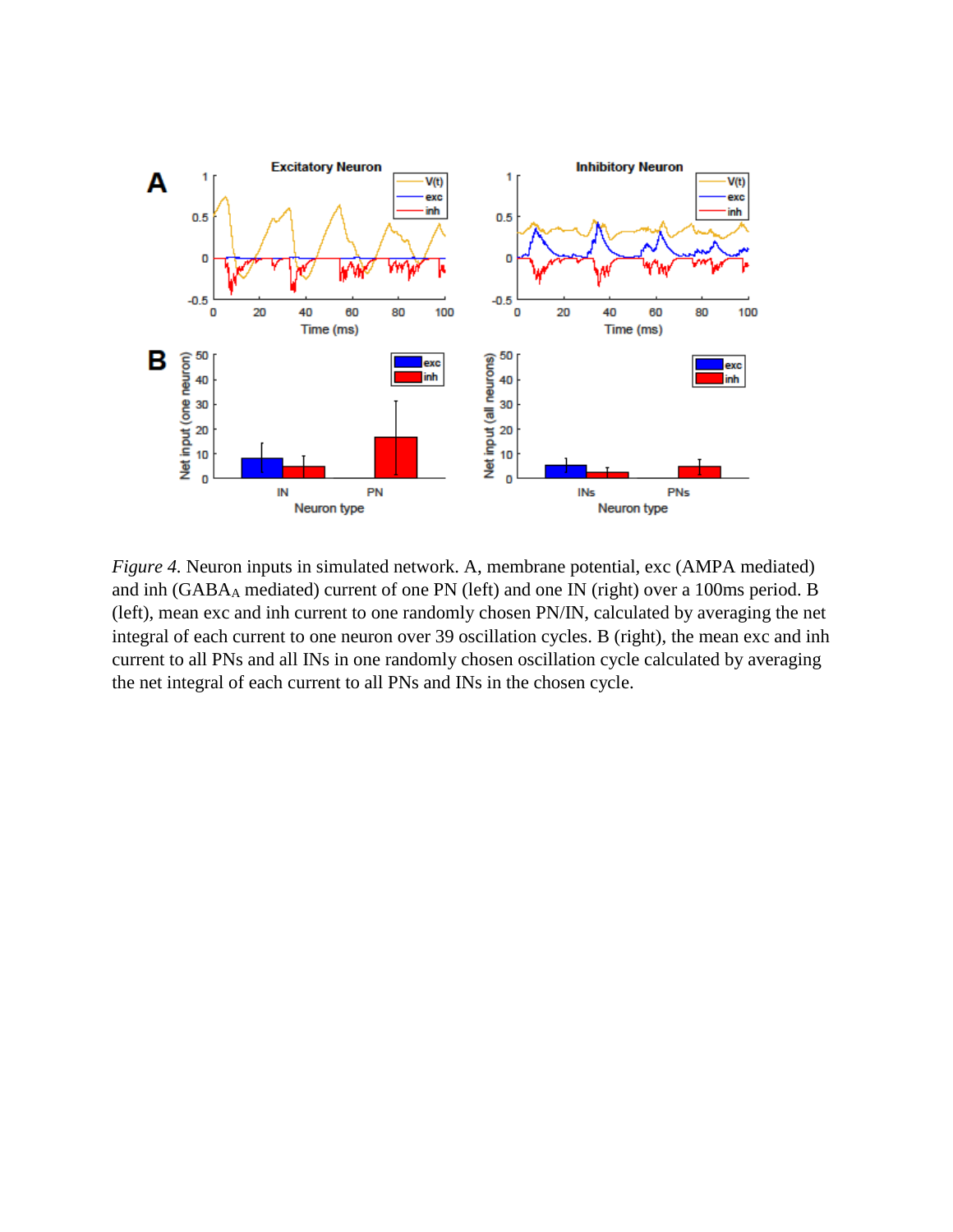*Figure 4.* Neuron inputs in simulated network. A, membrane potential, exc (AMPA mediated) and inh ($GABA_A$ mediated) current of one PN (left) and one IN (right) over a 100ms period. B (left), mean exc and inh current to one randomly chosen PN/IN, calculated by averaging the net integral of each current to one neuron over 39 oscillation cycles. B (right), the mean exc and inh current to all PNs and all INs in one randomly chosen oscillation cycle calculated by averaging the net integral of each current to all PNs and INs in the chosen cycle.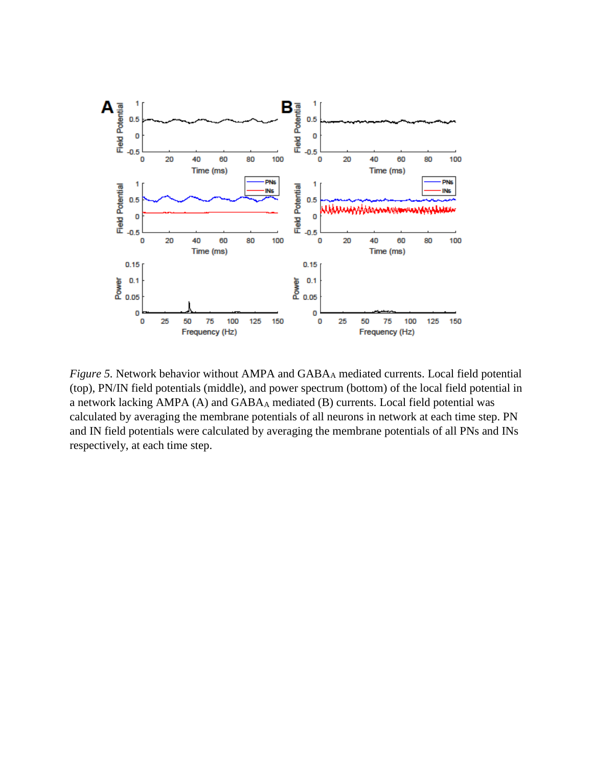*Figure 5.* Network behavior without AMPA and $GABA_A$ mediated currents. Local field potential (top), PN/IN field potentials (middle), and power spectrum (bottom) of the local field potential in a network lacking AMPA (A) and $GABA_A$ mediated (B) currents. Local field potential was calculated by averaging the membrane potentials of all neurons in network at each time step. PN and IN field potentials were calculated by averaging the membrane potentials of all PNs and INs respectively, at each time step.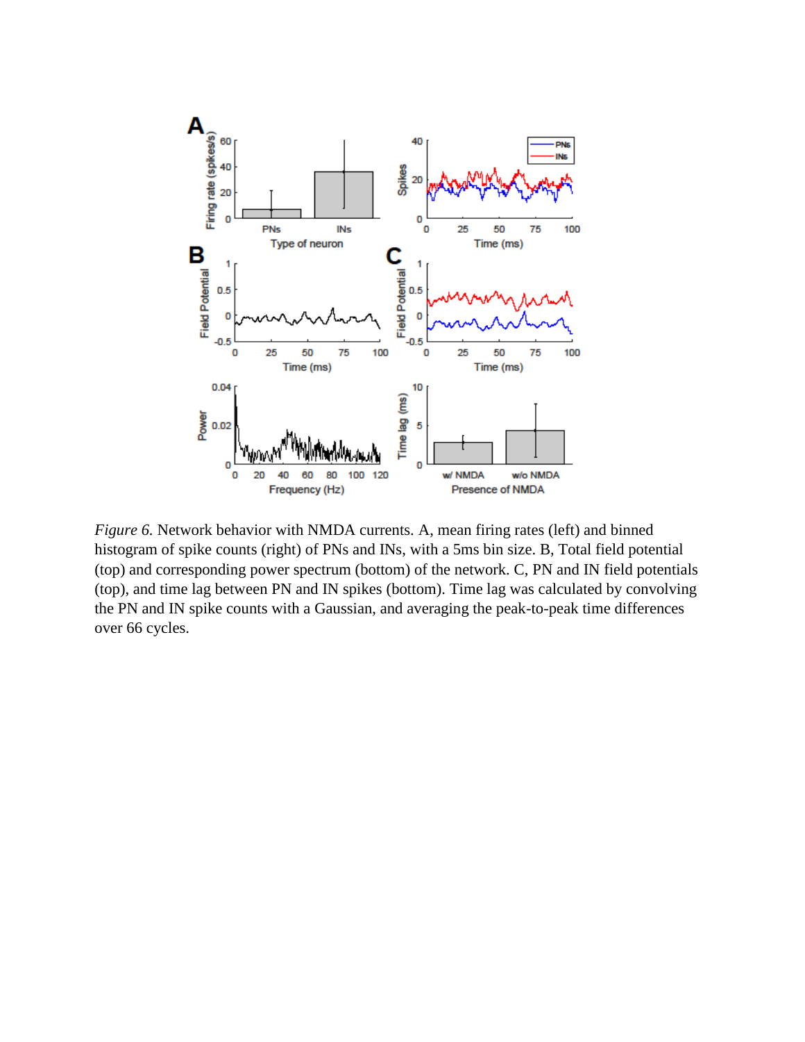*Figure 6.* Network behavior with NMDA currents. A, mean firing rates (left) and binned histogram of spike counts (right) of PNs and INs, with a 5ms bin size. B, Total field potential (top) and corresponding power spectrum (bottom) of the network. C, PN and IN field potentials (top), and time lag between PN and IN spikes (bottom). Time lag was calculated by convolving the PN and IN spike counts with a Gaussian, and averaging the peak-to-peak time differences over 66 cycles.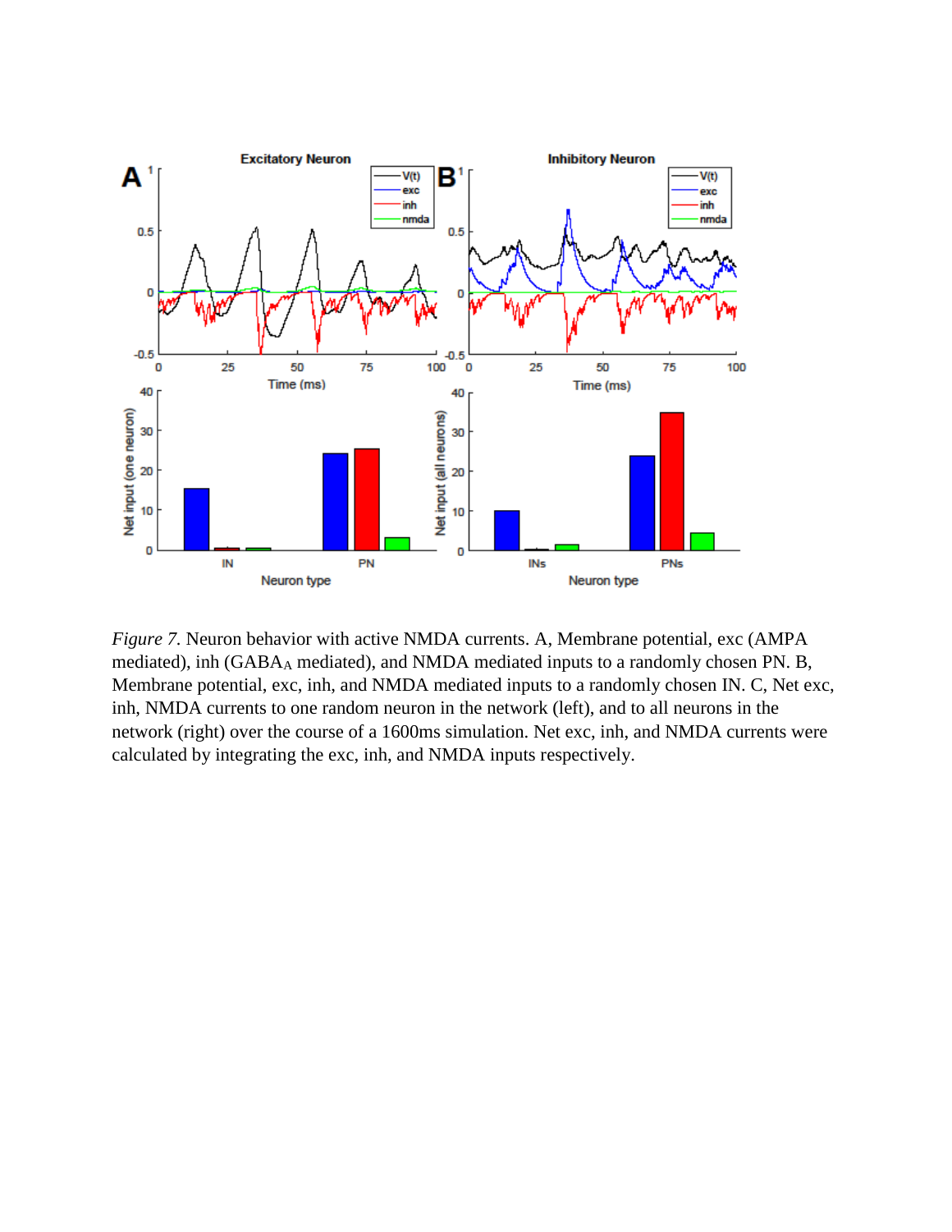*Figure 7.* Neuron behavior with active NMDA currents. A, Membrane potential, exc (AMPA mediated), inh ($GABA_A$ mediated), and NMDA mediated inputs to a randomly chosen PN. B, Membrane potential, exc, inh, and NMDA mediated inputs to a randomly chosen IN. C, Net exc, inh, NMDA currents to one random neuron in the network (left), and to all neurons in the network (right) over the course of a 1600ms simulation. Net exc, inh, and NMDA currents were calculated by integrating the exc, inh, and NMDA inputs respectively.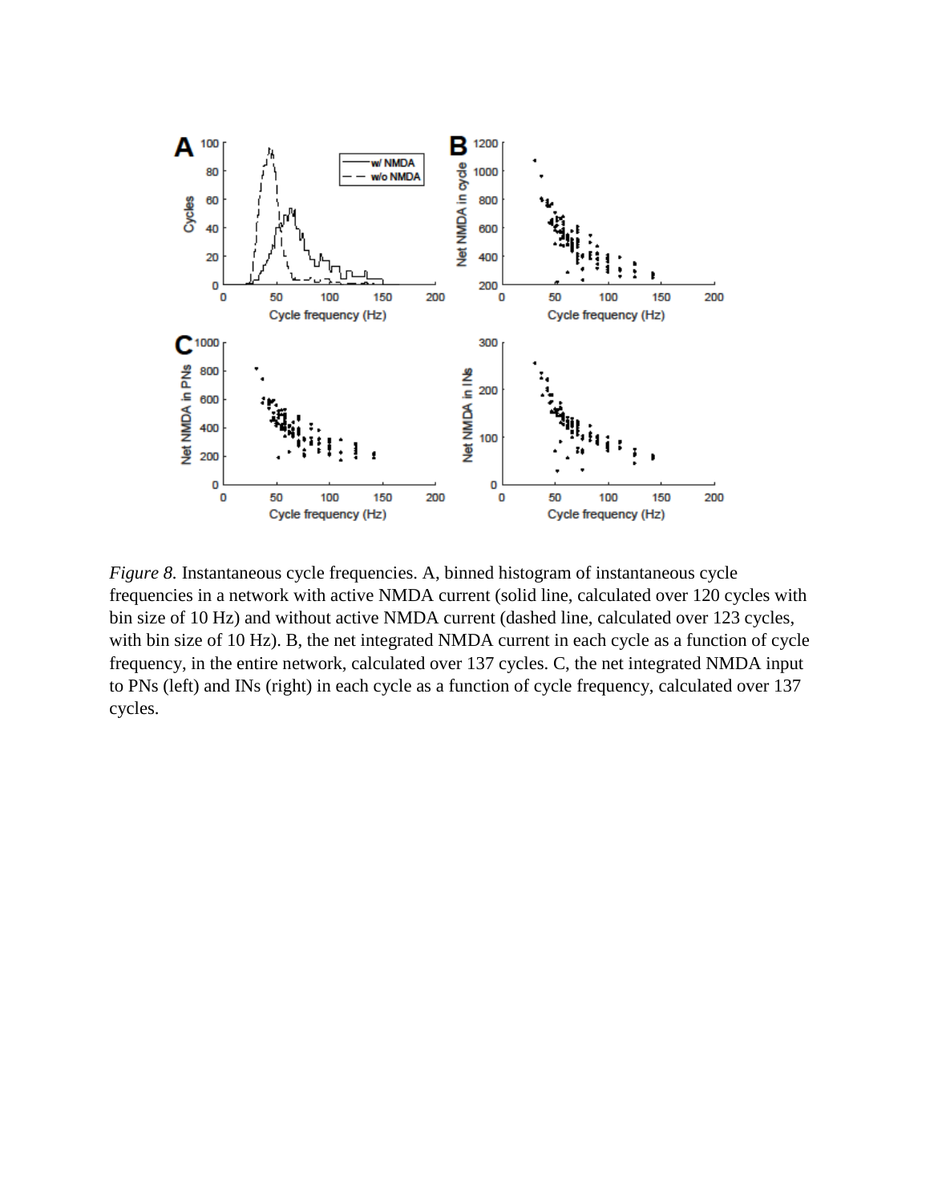*Figure 8.* Instantaneous cycle frequencies. A, binned histogram of instantaneous cycle frequencies in a network with active NMDA current (solid line, calculated over 120 cycles with bin size of 10 Hz) and without active NMDA current (dashed line, calculated over 123 cycles, with bin size of 10 Hz). B, the net integrated NMDA current in each cycle as a function of cycle frequency, in the entire network, calculated over 137 cycles. C, the net integrated NMDA input to PNs (left) and INs (right) in each cycle as a function of cycle frequency, calculated over 137 cycles.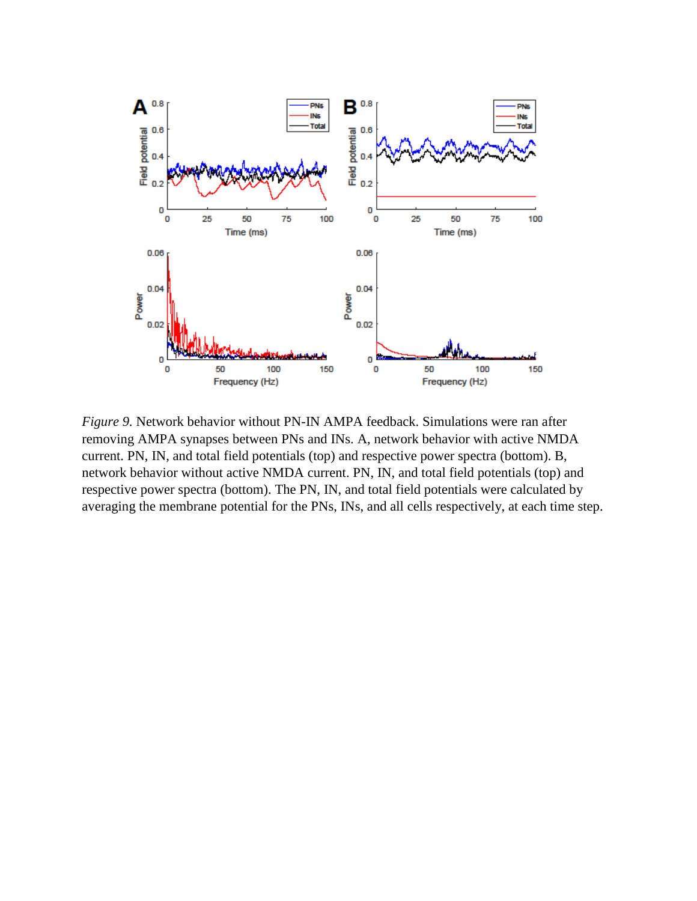*Figure 9.* Network behavior without PN-IN AMPA feedback. Simulations were ran after removing AMPA synapses between PNs and INs. A, network behavior with active NMDA current. PN, IN, and total field potentials (top) and respective power spectra (bottom). B, network behavior without active NMDA current. PN, IN, and total field potentials (top) and respective power spectra (bottom). The PN, IN, and total field potentials were calculated by averaging the membrane potential for the PNs, INs, and all cells respectively, at each time step.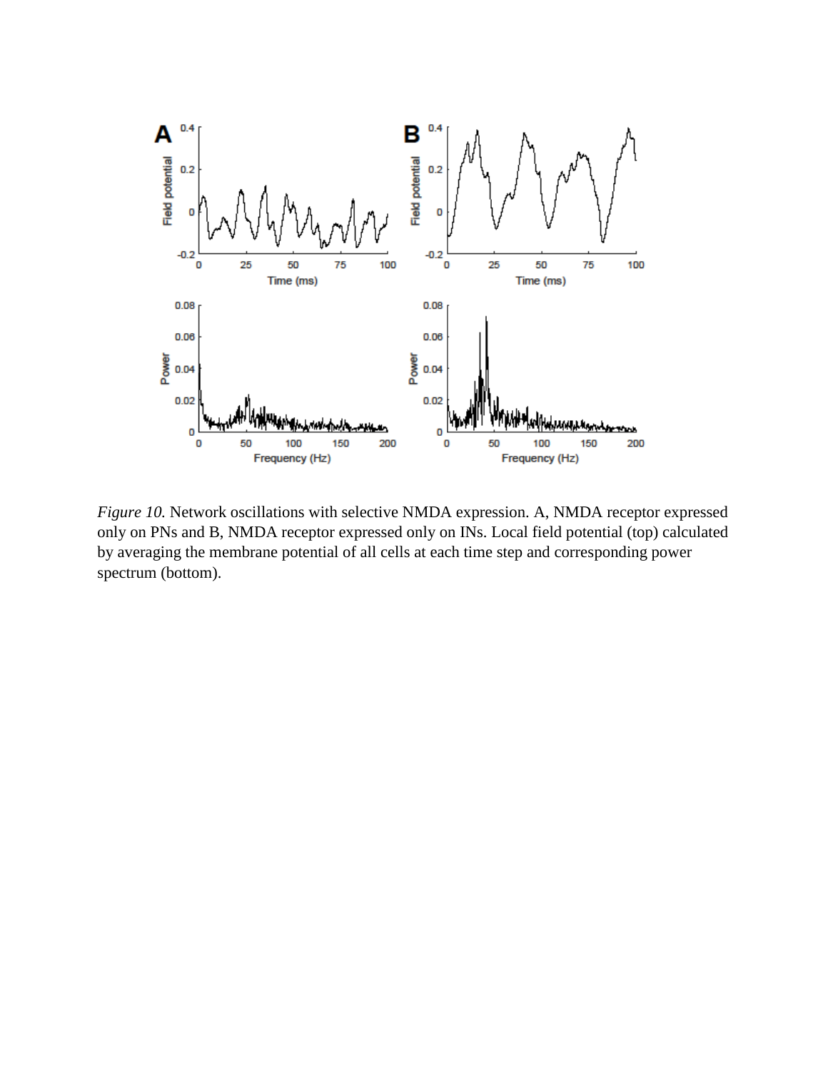*Figure 10.* Network oscillations with selective NMDA expression. A, NMDA receptor expressed only on PNs and B, NMDA receptor expressed only on INs. Local field potential (top) calculated by averaging the membrane potential of all cells at each time step and corresponding power spectrum (bottom).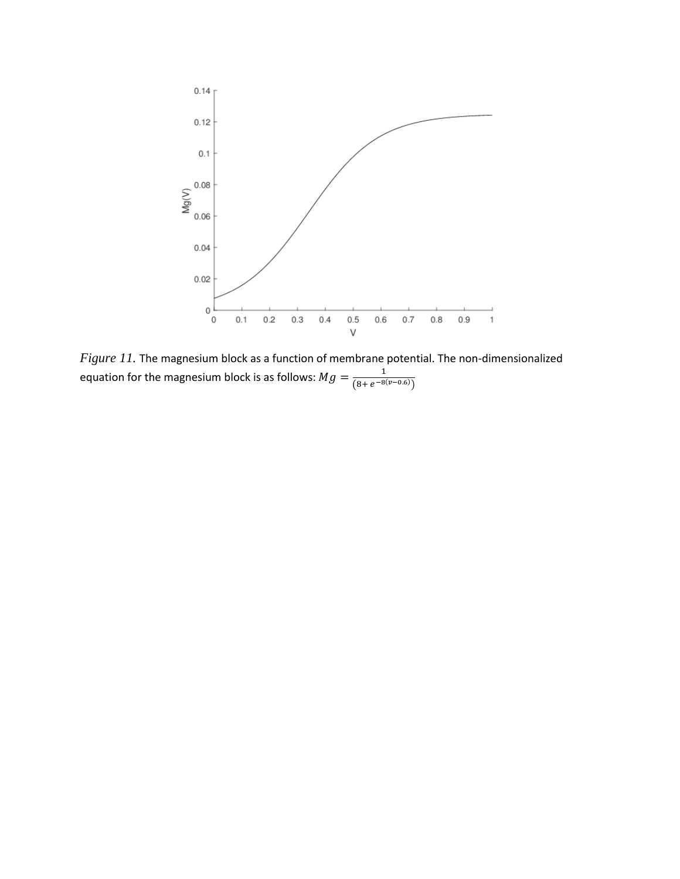*Figure 11.* The magnesium block as a function of membrane potential. The non-dimensionalized equation for the magnesium block is as follows: $Mg = \frac{1}{(8+e^{-8(v-0.6)})}$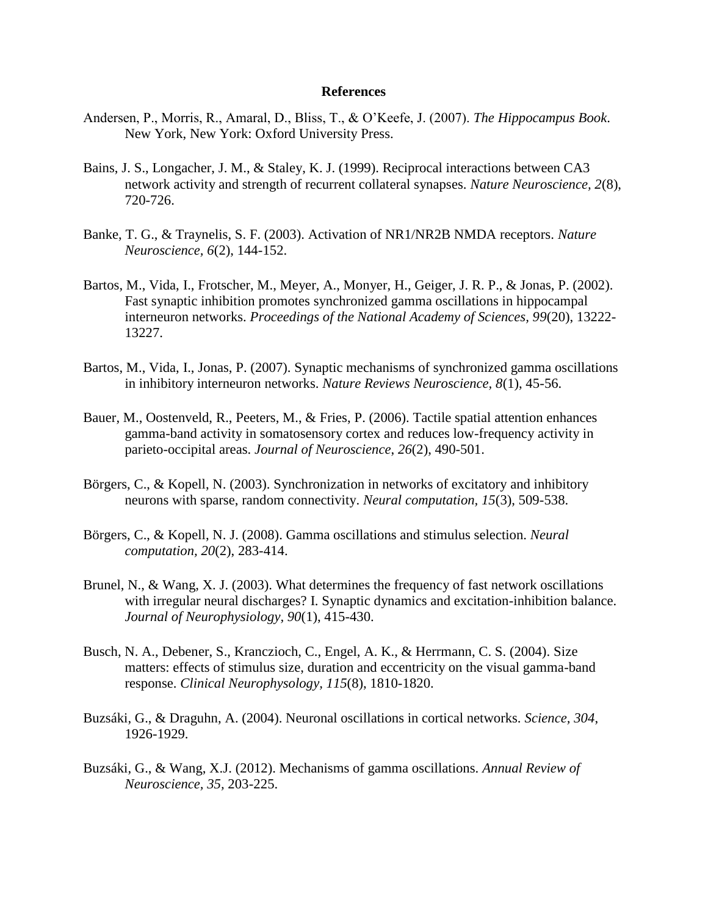# References

Andersen, P., Morris, R., Amaral, D., Bliss, T., & O'Keefe, J. (2007). *The Hippocampus Book*. New York, New York: Oxford University Press.

Bains, J. S., Longacher, J. M., & Staley, K. J. (1999). Reciprocal interactions between CA3 network activity and strength of recurrent collateral synapses. *Nature Neuroscience, 2*(8), 720-726.

Banke, T. G., & Traynelis, S. F. (2003). Activation of NR1/NR2B NMDA receptors. *Nature Neuroscience, 6*(2), 144-152.

Bartos, M., Vida, I., Frotscher, M., Meyer, A., Monyer, H., Geiger, J. R. P., & Jonas, P. (2002). Fast synaptic inhibition promotes synchronized gamma oscillations in hippocampal interneuron networks. *Proceedings of the National Academy of Sciences, 99*(20), 13222-13227.

Bartos, M., Vida, I., Jonas, P. (2007). Synaptic mechanisms of synchronized gamma oscillations in inhibitory interneuron networks. *Nature Reviews Neuroscience, 8*(1), 45-56.

Bauer, M., Oostenveld, R., Peeters, M., & Fries, P. (2006). Tactile spatial attention enhances gamma-band activity in somatosensory cortex and reduces low-frequency activity in parieto-occipital areas. *Journal of Neuroscience, 26*(2), 490-501.

Börgers, C., & Kopell, N. (2003). Synchronization in networks of excitatory and inhibitory neurons with sparse, random connectivity. *Neural computation, 15*(3), 509-538.

Börgers, C., & Kopell, N. J. (2008). Gamma oscillations and stimulus selection. *Neural computation, 20*(2), 283-414.

Brunel, N., & Wang, X. J. (2003). What determines the frequency of fast network oscillations with irregular neural discharges? I. Synaptic dynamics and excitation-inhibition balance. *Journal of Neurophysiology, 90*(1), 415-430.

Busch, N. A., Debener, S., Kranczioch, C., Engel, A. K., & Herrmann, C. S. (2004). Size matters: effects of stimulus size, duration and eccentricity on the visual gamma-band response. *Clinical Neurophysology, 115*(8), 1810-1820.

Buzsáki, G., & Draguhn, A. (2004). Neuronal oscillations in cortical networks. *Science, 304*, 1926-1929.

Buzsáki, G., & Wang, X.J. (2012). Mechanisms of gamma oscillations. *Annual Review of Neuroscience, 35*, 203-225.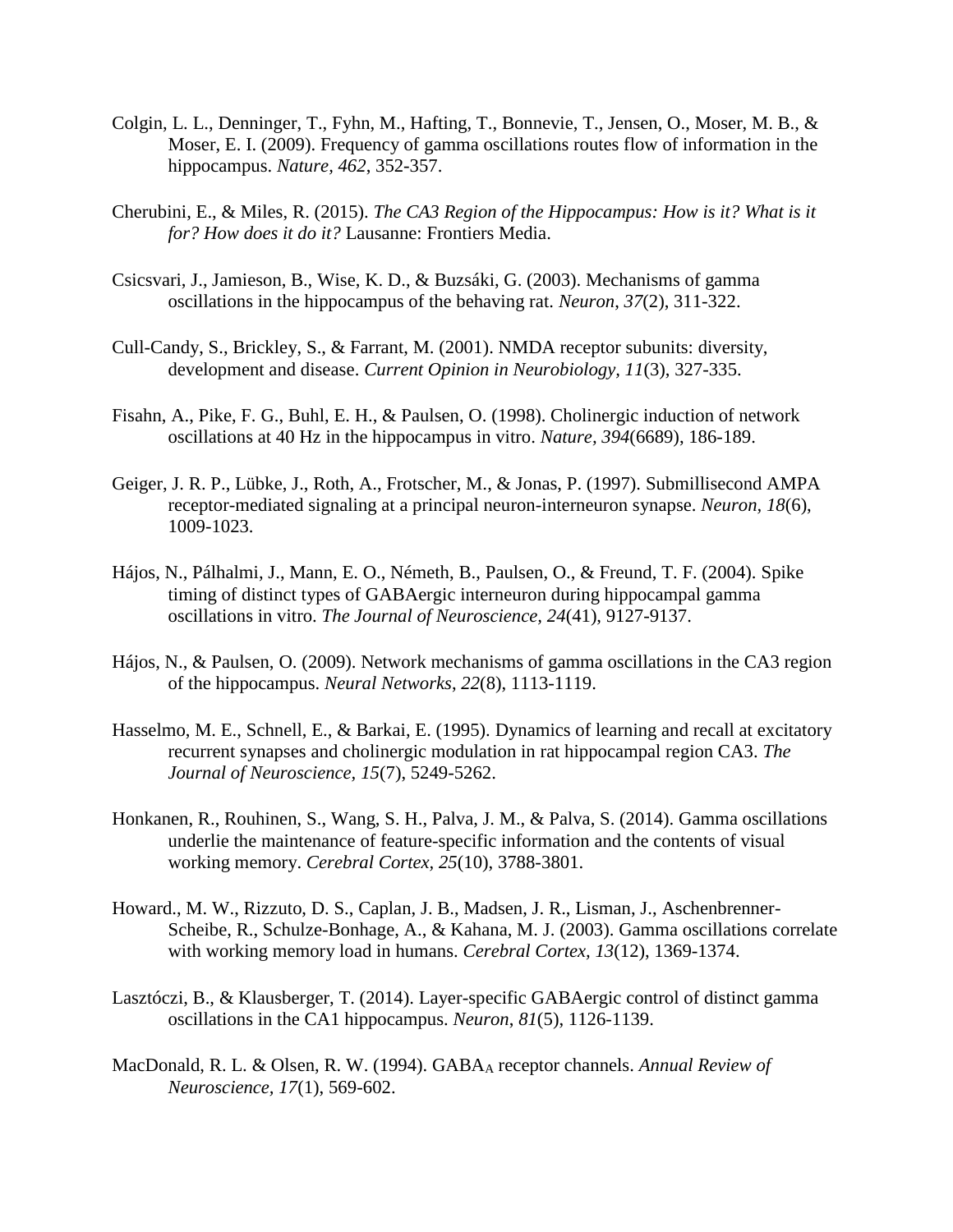Colgin, L. L., Denninger, T., Fyhn, M., Hafting, T., Bonnevie, T., Jensen, O., Moser, M. B., & Moser, E. I. (2009). Frequency of gamma oscillations routes flow of information in the hippocampus. *Nature, 462*, 352-357.

Cherubini, E., & Miles, R. (2015). *The CA3 Region of the Hippocampus: How is it? What is it for? How does it do it?* Lausanne: Frontiers Media.

Csicsvari, J., Jamieson, B., Wise, K. D., & Buzsáki, G. (2003). Mechanisms of gamma oscillations in the hippocampus of the behaving rat. *Neuron, 37*(2), 311-322.

Cull-Candy, S., Brickley, S., & Farrant, M. (2001). NMDA receptor subunits: diversity, development and disease. *Current Opinion in Neurobiology, 11*(3), 327-335.

Fisahn, A., Pike, F. G., Buhl, E. H., & Paulsen, O. (1998). Cholinergic induction of network oscillations at 40 Hz in the hippocampus in vitro. *Nature, 394*(6689), 186-189.

Geiger, J. R. P., Lübke, J., Roth, A., Frotscher, M., & Jonas, P. (1997). Submillisecond AMPA receptor-mediated signaling at a principal neuron-interneuron synapse. *Neuron, 18*(6), 1009-1023.

Hájos, N., Pálhalmi, J., Mann, E. O., Németh, B., Paulsen, O., & Freund, T. F. (2004). Spike timing of distinct types of GABAergic interneuron during hippocampal gamma oscillations in vitro. *The Journal of Neuroscience, 24*(41), 9127-9137.

Hájos, N., & Paulsen, O. (2009). Network mechanisms of gamma oscillations in the CA3 region of the hippocampus. *Neural Networks, 22*(8), 1113-1119.

Hasselmo, M. E., Schnell, E., & Barkai, E. (1995). Dynamics of learning and recall at excitatory recurrent synapses and cholinergic modulation in rat hippocampal region CA3. *The Journal of Neuroscience, 15*(7), 5249-5262.

Honkanen, R., Rouhinen, S., Wang, S. H., Palva, J. M., & Palva, S. (2014). Gamma oscillations underlie the maintenance of feature-specific information and the contents of visual working memory. *Cerebral Cortex, 25*(10), 3788-3801.

Howard., M. W., Rizzuto, D. S., Caplan, J. B., Madsen, J. R., Lisman, J., Aschenbrenner-Scheibe, R., Schulze-Bonhage, A., & Kahana, M. J. (2003). Gamma oscillations correlate with working memory load in humans. *Cerebral Cortex, 13*(12), 1369-1374.

Lasztóczi, B., & Klausberger, T. (2014). Layer-specific GABAergic control of distinct gamma oscillations in the CA1 hippocampus. *Neuron, 81*(5), 1126-1139.

MacDonald, R. L. & Olsen, R. W. (1994). $GABA_A$ receptor channels. *Annual Review of Neuroscience, 17*(1), 569-602.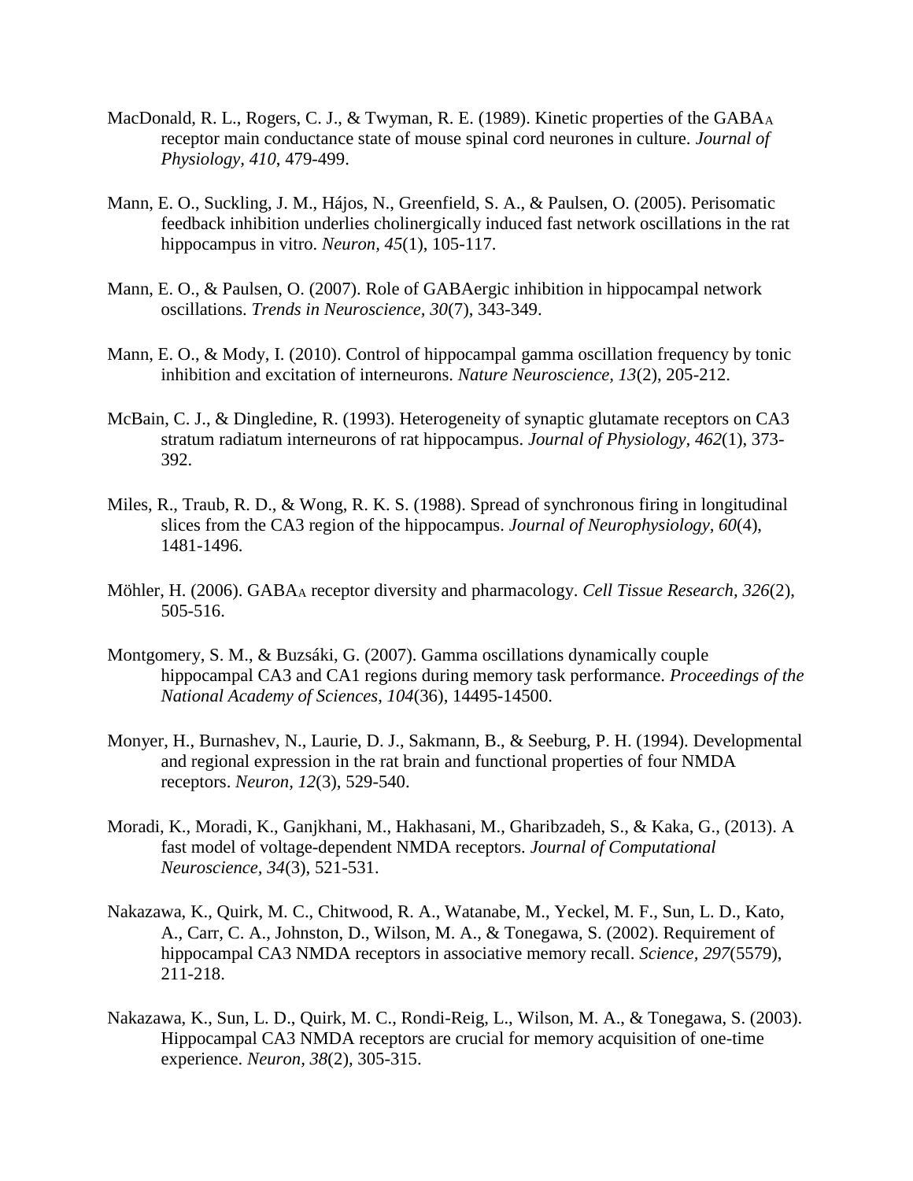MacDonald, R. L., Rogers, C. J., & Twyman, R. E. (1989). Kinetic properties of the $GABA_A$ receptor main conductance state of mouse spinal cord neurones in culture. *Journal of Physiology, 410*, 479-499.

Mann, E. O., Suckling, J. M., Hájos, N., Greenfield, S. A., & Paulsen, O. (2005). Perisomatic feedback inhibition underlies cholinergically induced fast network oscillations in the rat hippocampus in vitro. *Neuron, 45*(1), 105-117.

Mann, E. O., & Paulsen, O. (2007). Role of GABAergic inhibition in hippocampal network oscillations. *Trends in Neuroscience, 30*(7), 343-349.

Mann, E. O., & Mody, I. (2010). Control of hippocampal gamma oscillation frequency by tonic inhibition and excitation of interneurons. *Nature Neuroscience, 13*(2), 205-212.

McBain, C. J., & Dingledine, R. (1993). Heterogeneity of synaptic glutamate receptors on CA3 stratum radiatum interneurons of rat hippocampus. *Journal of Physiology, 462*(1), 373-392.

Miles, R., Traub, R. D., & Wong, R. K. S. (1988). Spread of synchronous firing in longitudinal slices from the CA3 region of the hippocampus. *Journal of Neurophysiology, 60*(4), 1481-1496.

Möhler, H. (2006). $GABA_A$ receptor diversity and pharmacology. *Cell Tissue Research, 326*(2), 505-516.

Montgomery, S. M., & Buzsáki, G. (2007). Gamma oscillations dynamically couple hippocampal CA3 and CA1 regions during memory task performance. *Proceedings of the National Academy of Sciences, 104*(36), 14495-14500.

Monyer, H., Burnashev, N., Laurie, D. J., Sakmann, B., & Seeburg, P. H. (1994). Developmental and regional expression in the rat brain and functional properties of four NMDA receptors. *Neuron, 12*(3), 529-540.

Moradi, K., Moradi, K., Ganjkhani, M., Hakhasani, M., Gharibzadeh, S., & Kaka, G., (2013). A fast model of voltage-dependent NMDA receptors. *Journal of Computational Neuroscience, 34*(3), 521-531.

Nakazawa, K., Quirk, M. C., Chitwood, R. A., Watanabe, M., Yeckel, M. F., Sun, L. D., Kato, A., Carr, C. A., Johnston, D., Wilson, M. A., & Tonegawa, S. (2002). Requirement of hippocampal CA3 NMDA receptors in associative memory recall. *Science, 297*(5579), 211-218.

Nakazawa, K., Sun, L. D., Quirk, M. C., Rondi-Reig, L., Wilson, M. A., & Tonegawa, S. (2003). Hippocampal CA3 NMDA receptors are crucial for memory acquisition of one-time experience. *Neuron, 38*(2), 305-315.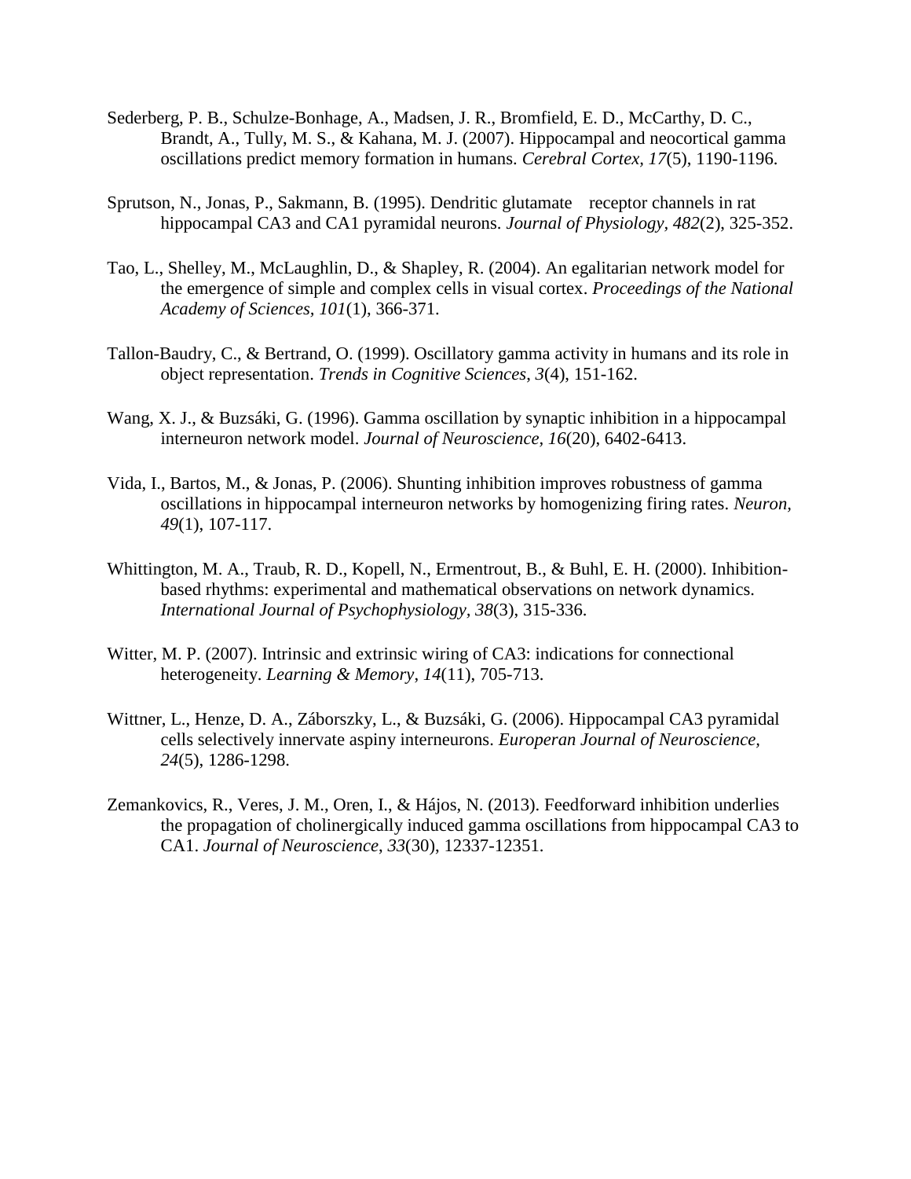Sederberg, P. B., Schulze-Bonhage, A., Madsen, J. R., Bromfield, E. D., McCarthy, D. C., Brandt, A., Tully, M. S., & Kahana, M. J. (2007). Hippocampal and neocortical gamma oscillations predict memory formation in humans. *Cerebral Cortex*, *17*(5), 1190-1196.

Sprutson, N., Jonas, P., Sakmann, B. (1995). Dendritic glutamate receptor channels in rat hippocampal CA3 and CA1 pyramidal neurons. *Journal of Physiology*, *482*(2), 325-352.

Tao, L., Shelley, M., McLaughlin, D., & Shapley, R. (2004). An egalitarian network model for the emergence of simple and complex cells in visual cortex. *Proceedings of the National Academy of Sciences*, *101*(1), 366-371.

Tallon-Baudry, C., & Bertrand, O. (1999). Oscillatory gamma activity in humans and its role in object representation. *Trends in Cognitive Sciences, 3*(4), 151-162.

Wang, X. J., & Buzsáki, G. (1996). Gamma oscillation by synaptic inhibition in a hippocampal interneuron network model. *Journal of Neuroscience*, *16*(20), 6402-6413.

Vida, I., Bartos, M., & Jonas, P. (2006). Shunting inhibition improves robustness of gamma oscillations in hippocampal interneuron networks by homogenizing firing rates. *Neuron*, *49*(1), 107-117.

Whittington, M. A., Traub, R. D., Kopell, N., Ermentrout, B., & Buhl, E. H. (2000). Inhibition-based rhythms: experimental and mathematical observations on network dynamics. *International Journal of Psychophysiology, 38*(3), 315-336.

Witter, M. P. (2007). Intrinsic and extrinsic wiring of CA3: indications for connectional heterogeneity. *Learning & Memory*, *14*(11), 705-713.

Wittner, L., Henze, D. A., Záborszky, L., & Buzsáki, G. (2006). Hippocampal CA3 pyramidal cells selectively innervate aspiny interneurons. *Europeran Journal of Neuroscience, 24*(5), 1286-1298.

Zemankovics, R., Veres, J. M., Oren, I., & Hájos, N. (2013). Feedforward inhibition underlies the propagation of cholinergically induced gamma oscillations from hippocampal CA3 to CA1. *Journal of Neuroscience*, *33*(30), 12337-12351.